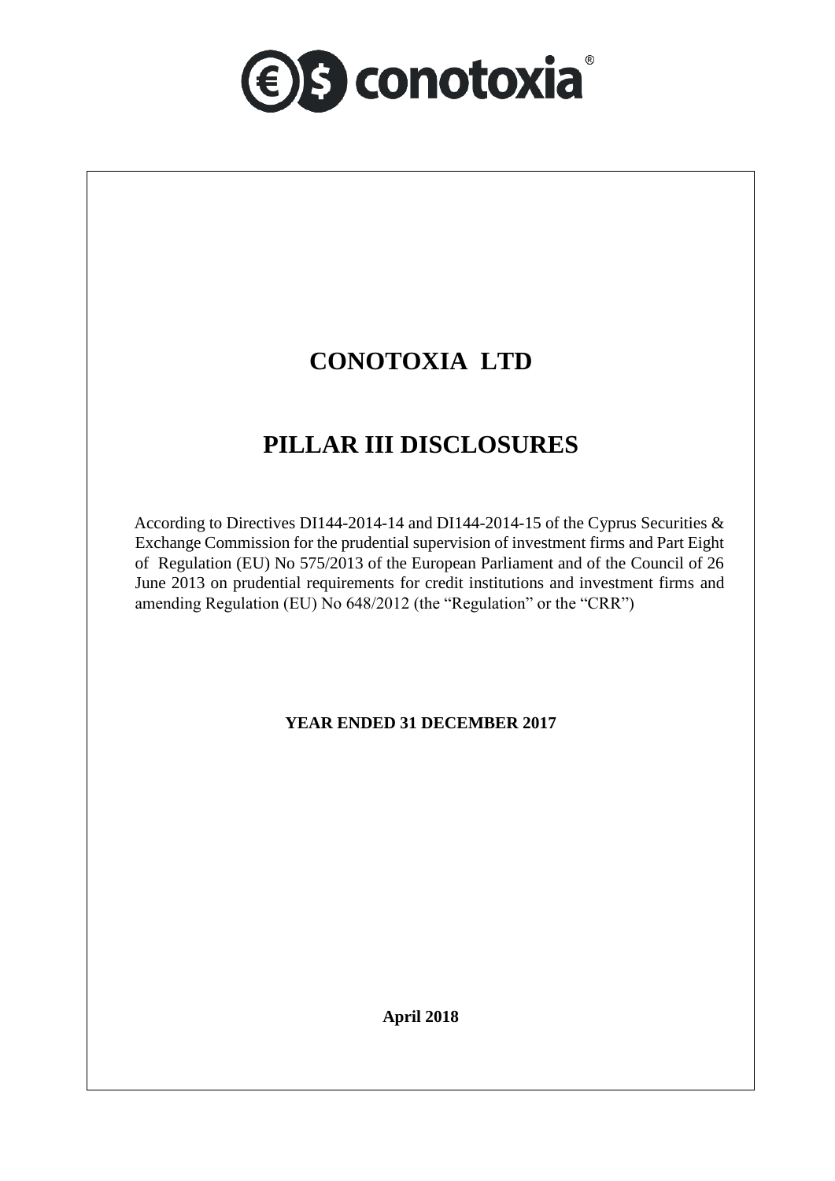conotoxia®

# CONOTOXIA LTD

# PILLAR III DISCLOSURES

According to Directives DI144-2014-14 and DI144-2014-15 of the Cyprus Securities & Exchange Commission for the prudential supervision of investment firms and Part Eight of Regulation (EU) No 575/2013 of the European Parliament and of the Council of 26 June 2013 on prudential requirements for credit institutions and investment firms and amending Regulation (EU) No 648/2012 (the "Regulation" or the "CRR")

**YEAR ENDED 31 DECEMBER 2017**

**April 2018**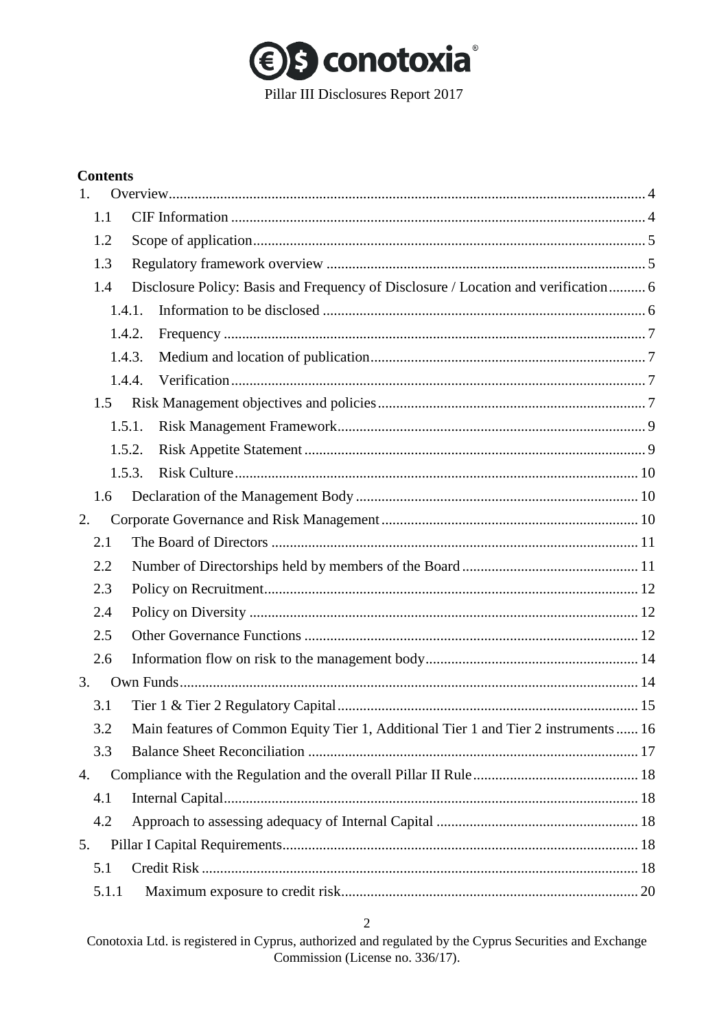**Contents**

1. Overview ..... 4
   - 1.1 CIF Information ..... 4
   - 1.2 Scope of application ..... 5
   - 1.3 Regulatory framework overview ..... 5
   - 1.4 Disclosure Policy: Basis and Frequency of Disclosure / Location and verification ..... 6
     - 1.4.1. Information to be disclosed ..... 6
     - 1.4.2. Frequency ..... 7
     - 1.4.3. Medium and location of publication ..... 7
     - 1.4.4. Verification ..... 7
   - 1.5 Risk Management objectives and policies ..... 7
     - 1.5.1. Risk Management Framework ..... 9
     - 1.5.2. Risk Appetite Statement ..... 9
     - 1.5.3. Risk Culture ..... 10
   - 1.6 Declaration of the Management Body ..... 10
2. Corporate Governance and Risk Management ..... 10
   - 2.1 The Board of Directors ..... 11
   - 2.2 Number of Directorships held by members of the Board ..... 11
   - 2.3 Policy on Recruitment ..... 12
   - 2.4 Policy on Diversity ..... 12
   - 2.5 Other Governance Functions ..... 12
   - 2.6 Information flow on risk to the management body ..... 14
3. Own Funds ..... 14
   - 3.1 Tier 1 & Tier 2 Regulatory Capital ..... 15
   - 3.2 Main features of Common Equity Tier 1, Additional Tier 1 and Tier 2 instruments ..... 16
   - 3.3 Balance Sheet Reconciliation ..... 17
4. Compliance with the Regulation and the overall Pillar II Rule ..... 18
   - 4.1 Internal Capital ..... 18
   - 4.2 Approach to assessing adequacy of Internal Capital ..... 18
5. Pillar I Capital Requirements ..... 18
   - 5.1 Credit Risk ..... 18
   - 5.1.1 Maximum exposure to credit risk ..... 20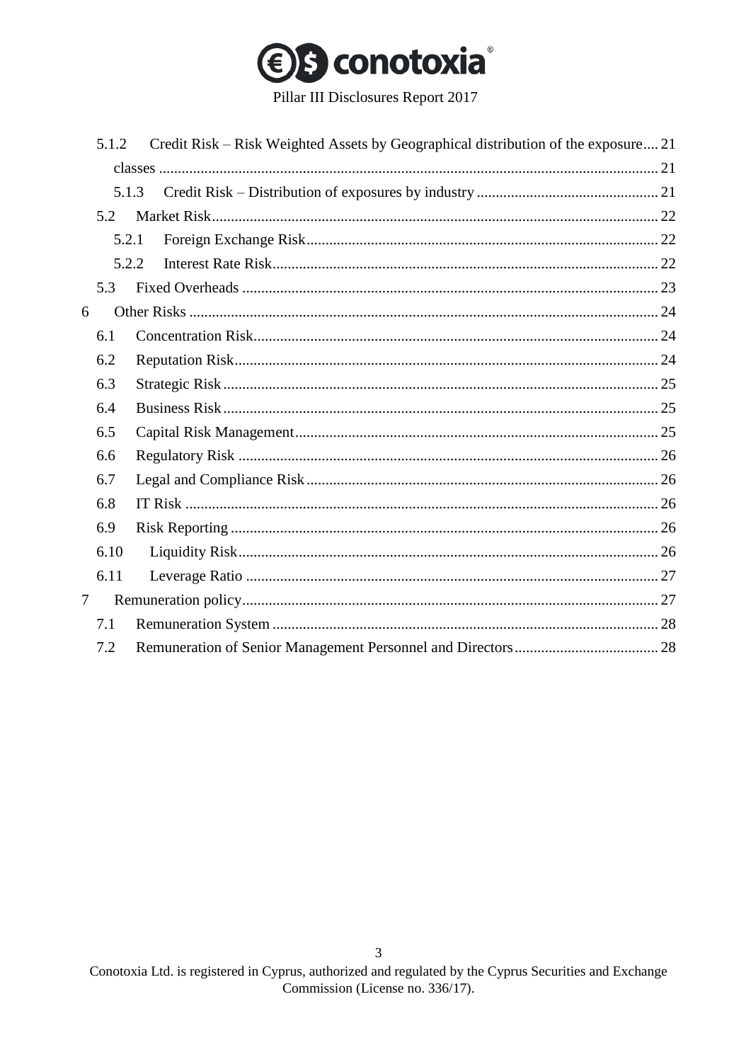5.1.2 Credit Risk – Risk Weighted Assets by Geographical distribution of the exposure .... 21

classes ........................................................................................................................ 21

5.1.3 Credit Risk – Distribution of exposures by industry ................................................ 21

5.2 Market Risk ..................................................................................................................... 22

5.2.1 Foreign Exchange Risk ............................................................................................ 22

5.2.2 Interest Rate Risk ..................................................................................................... 22

5.3 Fixed Overheads ............................................................................................................. 23

6 Other Risks ........................................................................................................................... 24

6.1 Concentration Risk .......................................................................................................... 24

6.2 Reputation Risk ............................................................................................................... 24

6.3 Strategic Risk .................................................................................................................. 25

6.4 Business Risk .................................................................................................................. 25

6.5 Capital Risk Management ............................................................................................... 25

6.6 Regulatory Risk .............................................................................................................. 26

6.7 Legal and Compliance Risk ............................................................................................ 26

6.8 IT Risk ............................................................................................................................ 26

6.9 Risk Reporting ................................................................................................................ 26

6.10 Liquidity Risk .............................................................................................................. 26

6.11 Leverage Ratio ............................................................................................................ 27

7 Remuneration policy ............................................................................................................. 27

7.1 Remuneration System ..................................................................................................... 28

7.2 Remuneration of Senior Management Personnel and Directors ...................................... 28

Conotoxia Ltd. is registered in Cyprus, authorized and regulated by the Cyprus Securities and Exchange Commission (License no. 336/17).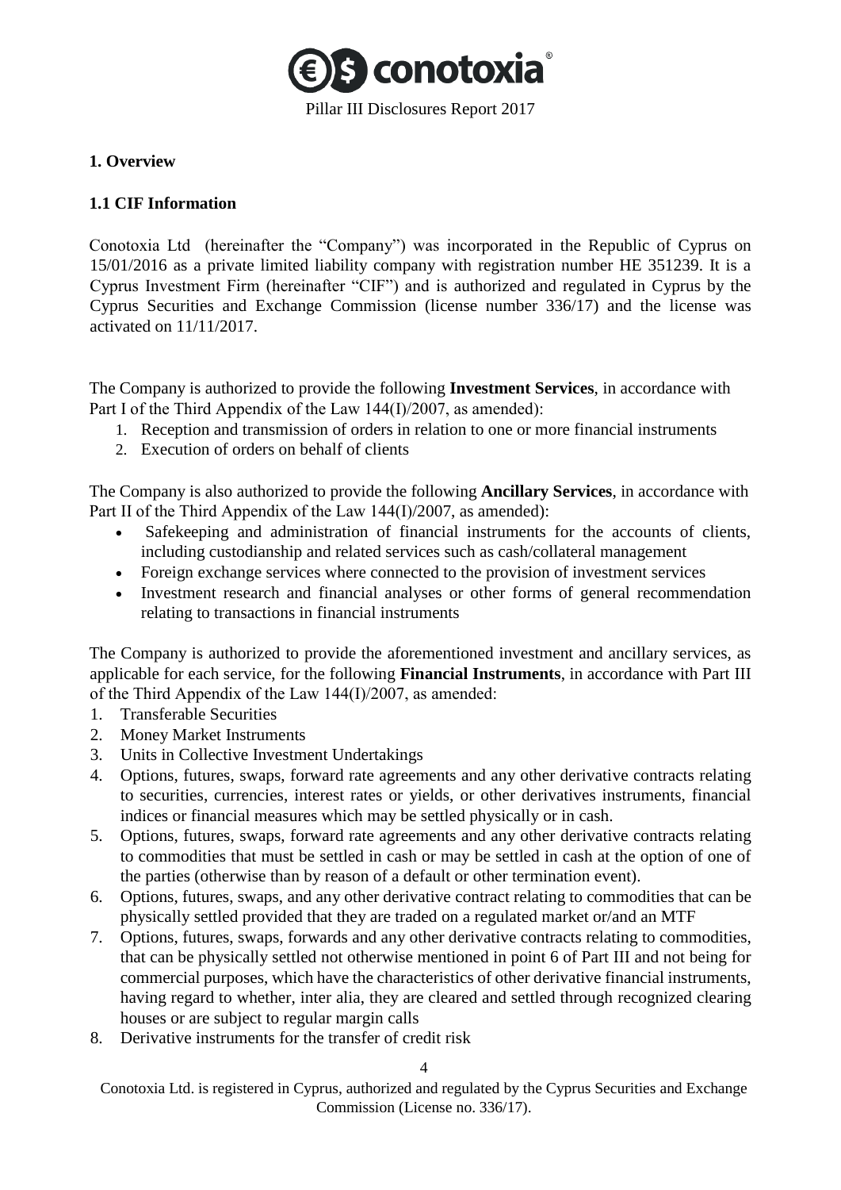# 1. Overview

## 1.1 CIF Information

Conotoxia Ltd (hereinafter the "Company") was incorporated in the Republic of Cyprus on 15/01/2016 as a private limited liability company with registration number HE 351239. It is a Cyprus Investment Firm (hereinafter "CIF") and is authorized and regulated in Cyprus by the Cyprus Securities and Exchange Commission (license number 336/17) and the license was activated on 11/11/2017.

The Company is authorized to provide the following **Investment Services**, in accordance with Part I of the Third Appendix of the Law 144(I)/2007, as amended):

1. Reception and transmission of orders in relation to one or more financial instruments
2. Execution of orders on behalf of clients

The Company is also authorized to provide the following **Ancillary Services**, in accordance with Part II of the Third Appendix of the Law 144(I)/2007, as amended):

- Safekeeping and administration of financial instruments for the accounts of clients, including custodianship and related services such as cash/collateral management
- Foreign exchange services where connected to the provision of investment services
- Investment research and financial analyses or other forms of general recommendation relating to transactions in financial instruments

The Company is authorized to provide the aforementioned investment and ancillary services, as applicable for each service, for the following **Financial Instruments**, in accordance with Part III of the Third Appendix of the Law 144(I)/2007, as amended:

1. Transferable Securities
2. Money Market Instruments
3. Units in Collective Investment Undertakings
4. Options, futures, swaps, forward rate agreements and any other derivative contracts relating to securities, currencies, interest rates or yields, or other derivatives instruments, financial indices or financial measures which may be settled physically or in cash.
5. Options, futures, swaps, forward rate agreements and any other derivative contracts relating to commodities that must be settled in cash or may be settled in cash at the option of one of the parties (otherwise than by reason of a default or other termination event).
6. Options, futures, swaps, and any other derivative contract relating to commodities that can be physically settled provided that they are traded on a regulated market or/and an MTF
7. Options, futures, swaps, forwards and any other derivative contracts relating to commodities, that can be physically settled not otherwise mentioned in point 6 of Part III and not being for commercial purposes, which have the characteristics of other derivative financial instruments, having regard to whether, inter alia, they are cleared and settled through recognized clearing houses or are subject to regular margin calls
8. Derivative instruments for the transfer of credit risk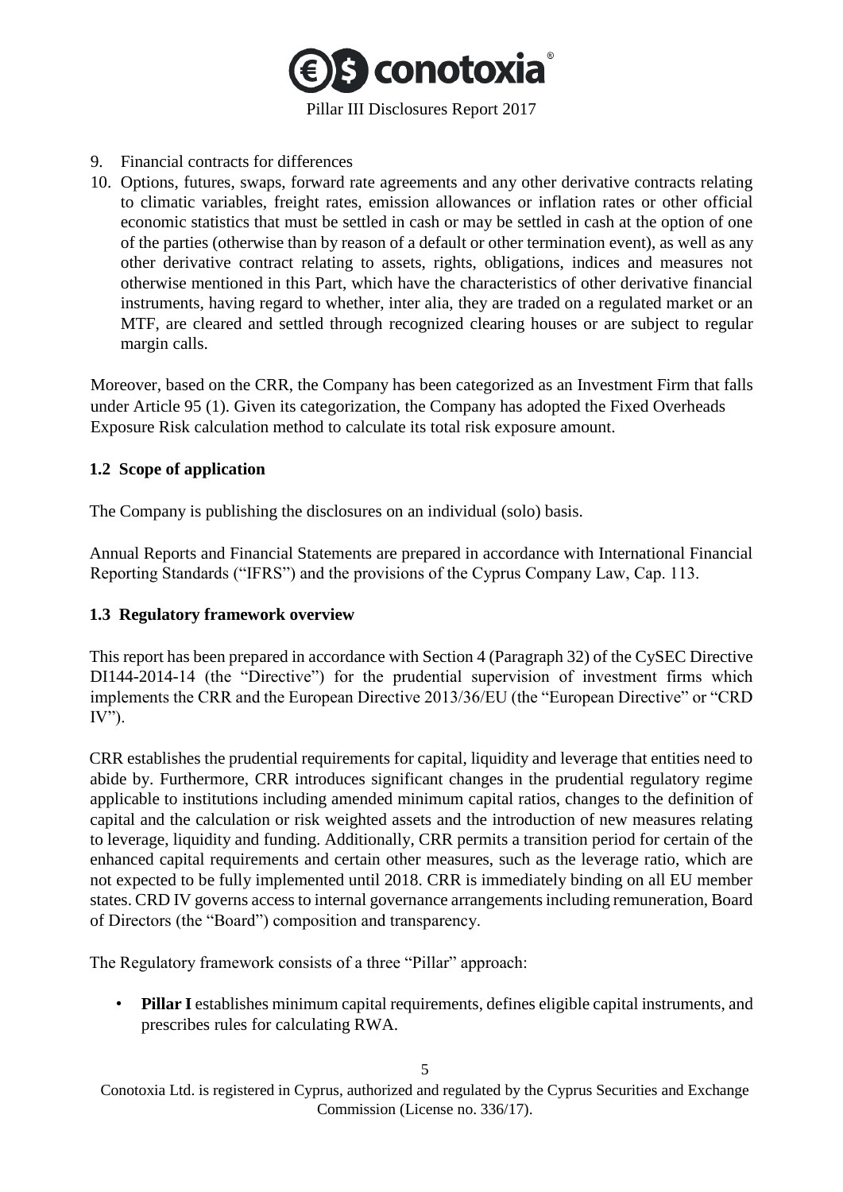9. Financial contracts for differences
10. Options, futures, swaps, forward rate agreements and any other derivative contracts relating to climatic variables, freight rates, emission allowances or inflation rates or other official economic statistics that must be settled in cash or may be settled in cash at the option of one of the parties (otherwise than by reason of a default or other termination event), as well as any other derivative contract relating to assets, rights, obligations, indices and measures not otherwise mentioned in this Part, which have the characteristics of other derivative financial instruments, having regard to whether, inter alia, they are traded on a regulated market or an MTF, are cleared and settled through recognized clearing houses or are subject to regular margin calls.

Moreover, based on the CRR, the Company has been categorized as an Investment Firm that falls under Article 95 (1). Given its categorization, the Company has adopted the Fixed Overheads Exposure Risk calculation method to calculate its total risk exposure amount.

### 1.2 Scope of application

The Company is publishing the disclosures on an individual (solo) basis.

Annual Reports and Financial Statements are prepared in accordance with International Financial Reporting Standards ("IFRS") and the provisions of the Cyprus Company Law, Cap. 113.

### 1.3 Regulatory framework overview

This report has been prepared in accordance with Section 4 (Paragraph 32) of the CySEC Directive DI144-2014-14 (the "Directive") for the prudential supervision of investment firms which implements the CRR and the European Directive 2013/36/EU (the "European Directive" or "CRD IV").

CRR establishes the prudential requirements for capital, liquidity and leverage that entities need to abide by. Furthermore, CRR introduces significant changes in the prudential regulatory regime applicable to institutions including amended minimum capital ratios, changes to the definition of capital and the calculation or risk weighted assets and the introduction of new measures relating to leverage, liquidity and funding. Additionally, CRR permits a transition period for certain of the enhanced capital requirements and certain other measures, such as the leverage ratio, which are not expected to be fully implemented until 2018. CRR is immediately binding on all EU member states. CRD IV governs access to internal governance arrangements including remuneration, Board of Directors (the "Board") composition and transparency.

The Regulatory framework consists of a three "Pillar" approach:

- **Pillar I** establishes minimum capital requirements, defines eligible capital instruments, and prescribes rules for calculating RWA.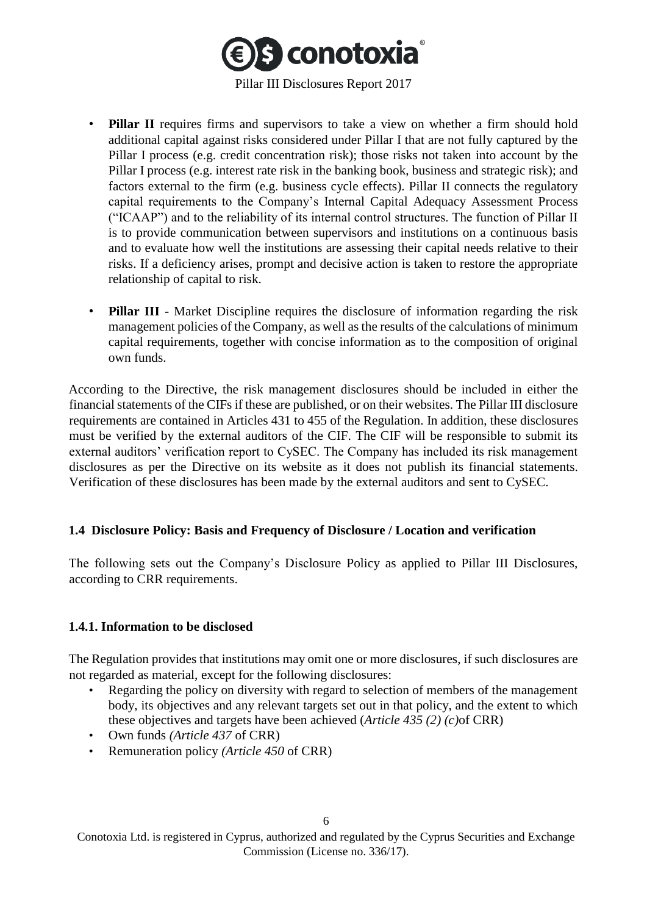- **Pillar II** requires firms and supervisors to take a view on whether a firm should hold additional capital against risks considered under Pillar I that are not fully captured by the Pillar I process (e.g. credit concentration risk); those risks not taken into account by the Pillar I process (e.g. interest rate risk in the banking book, business and strategic risk); and factors external to the firm (e.g. business cycle effects). Pillar II connects the regulatory capital requirements to the Company's Internal Capital Adequacy Assessment Process ("ICAAP") and to the reliability of its internal control structures. The function of Pillar II is to provide communication between supervisors and institutions on a continuous basis and to evaluate how well the institutions are assessing their capital needs relative to their risks. If a deficiency arises, prompt and decisive action is taken to restore the appropriate relationship of capital to risk.

- **Pillar III** - Market Discipline requires the disclosure of information regarding the risk management policies of the Company, as well as the results of the calculations of minimum capital requirements, together with concise information as to the composition of original own funds.

According to the Directive, the risk management disclosures should be included in either the financial statements of the CIFs if these are published, or on their websites. The Pillar III disclosure requirements are contained in Articles 431 to 455 of the Regulation. In addition, these disclosures must be verified by the external auditors of the CIF. The CIF will be responsible to submit its external auditors' verification report to CySEC. The Company has included its risk management disclosures as per the Directive on its website as it does not publish its financial statements. Verification of these disclosures has been made by the external auditors and sent to CySEC.

### 1.4 Disclosure Policy: Basis and Frequency of Disclosure / Location and verification

The following sets out the Company's Disclosure Policy as applied to Pillar III Disclosures, according to CRR requirements.

#### 1.4.1. Information to be disclosed

The Regulation provides that institutions may omit one or more disclosures, if such disclosures are not regarded as material, except for the following disclosures:

- Regarding the policy on diversity with regard to selection of members of the management body, its objectives and any relevant targets set out in that policy, and the extent to which these objectives and targets have been achieved (*Article 435 (2) (c)* of CRR)
- Own funds *(Article 437* of CRR)
- Remuneration policy *(Article 450* of CRR)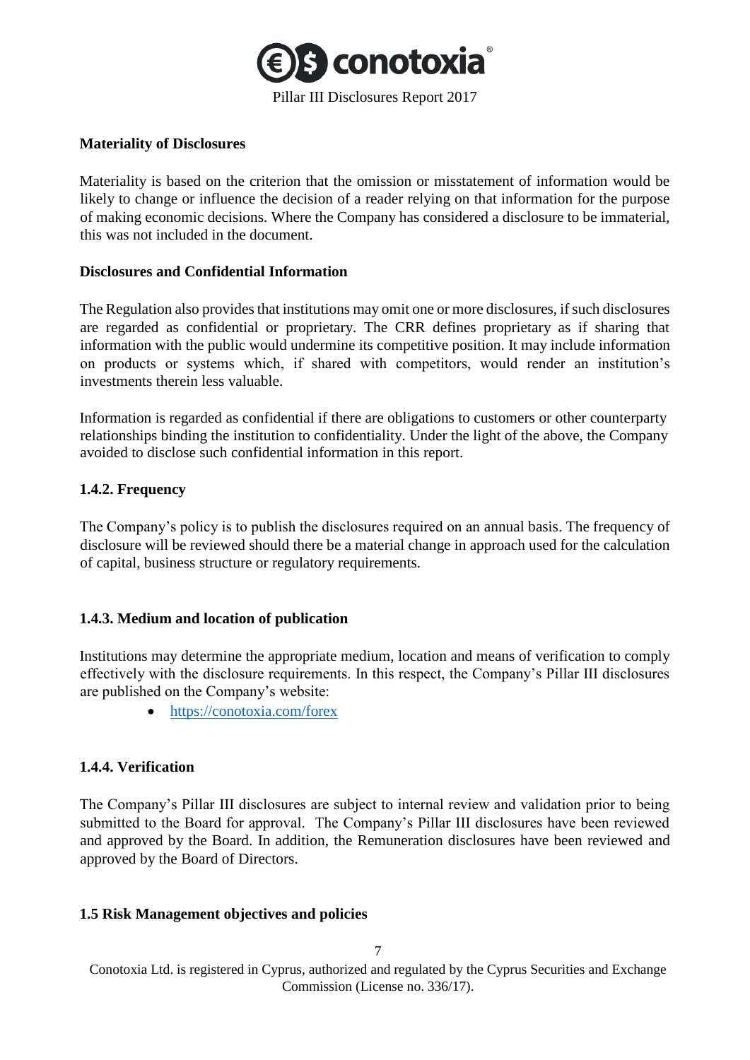**Materiality of Disclosures**

Materiality is based on the criterion that the omission or misstatement of information would be likely to change or influence the decision of a reader relying on that information for the purpose of making economic decisions. Where the Company has considered a disclosure to be immaterial, this was not included in the document.

**Disclosures and Confidential Information**

The Regulation also provides that institutions may omit one or more disclosures, if such disclosures are regarded as confidential or proprietary. The CRR defines proprietary as if sharing that information with the public would undermine its competitive position. It may include information on products or systems which, if shared with competitors, would render an institution's investments therein less valuable.

Information is regarded as confidential if there are obligations to customers or other counterparty relationships binding the institution to confidentiality. Under the light of the above, the Company avoided to disclose such confidential information in this report.

### 1.4.2. Frequency

The Company's policy is to publish the disclosures required on an annual basis. The frequency of disclosure will be reviewed should there be a material change in approach used for the calculation of capital, business structure or regulatory requirements.

### 1.4.3. Medium and location of publication

Institutions may determine the appropriate medium, location and means of verification to comply effectively with the disclosure requirements. In this respect, the Company's Pillar III disclosures are published on the Company's website:

- https://conotoxia.com/forex

### 1.4.4. Verification

The Company's Pillar III disclosures are subject to internal review and validation prior to being submitted to the Board for approval. The Company's Pillar III disclosures have been reviewed and approved by the Board. In addition, the Remuneration disclosures have been reviewed and approved by the Board of Directors.

## 1.5 Risk Management objectives and policies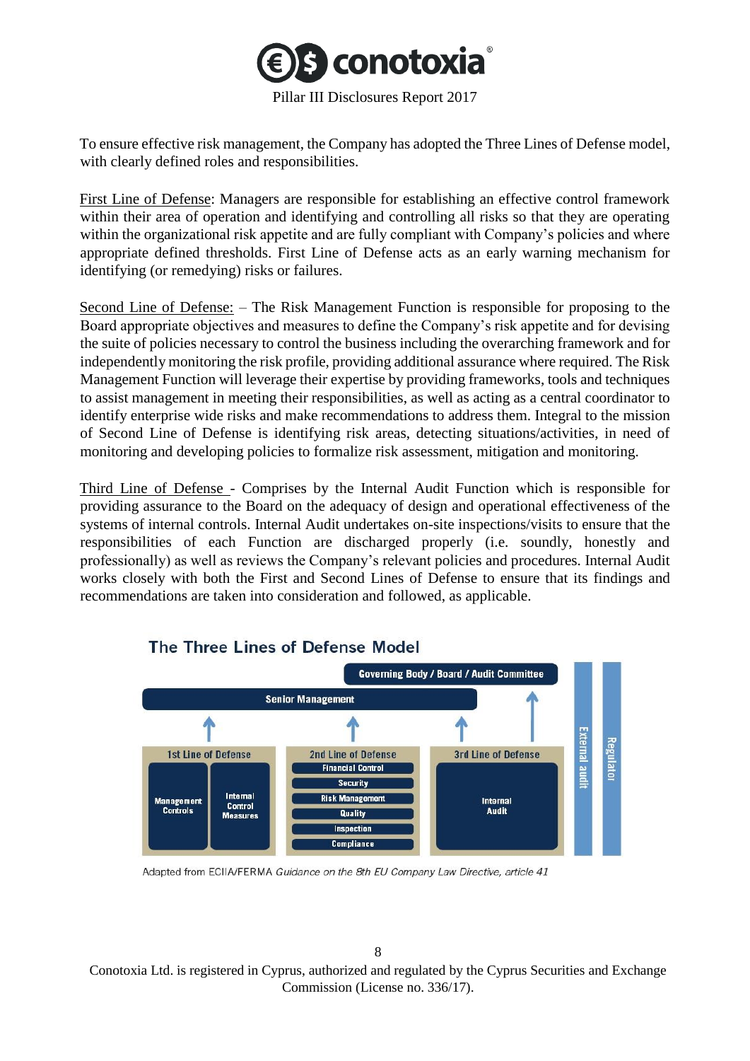To ensure effective risk management, the Company has adopted the Three Lines of Defense model, with clearly defined roles and responsibilities.

First Line of Defense: Managers are responsible for establishing an effective control framework within their area of operation and identifying and controlling all risks so that they are operating within the organizational risk appetite and are fully compliant with Company's policies and where appropriate defined thresholds. First Line of Defense acts as an early warning mechanism for identifying (or remedying) risks or failures.

Second Line of Defense: – The Risk Management Function is responsible for proposing to the Board appropriate objectives and measures to define the Company's risk appetite and for devising the suite of policies necessary to control the business including the overarching framework and for independently monitoring the risk profile, providing additional assurance where required. The Risk Management Function will leverage their expertise by providing frameworks, tools and techniques to assist management in meeting their responsibilities, as well as acting as a central coordinator to identify enterprise wide risks and make recommendations to address them. Integral to the mission of Second Line of Defense is identifying risk areas, detecting situations/activities, in need of monitoring and developing policies to formalize risk assessment, mitigation and monitoring.

Third Line of Defense - Comprises by the Internal Audit Function which is responsible for providing assurance to the Board on the adequacy of design and operational effectiveness of the systems of internal controls. Internal Audit undertakes on-site inspections/visits to ensure that the responsibilities of each Function are discharged properly (i.e. soundly, honestly and professionally) as well as reviews the Company's relevant policies and procedures. Internal Audit works closely with both the First and Second Lines of Defense to ensure that its findings and recommendations are taken into consideration and followed, as applicable.

**The Three Lines of Defense Model**

Governing Body / Board / Audit Committee

Senior Management

| 1st Line of Defense | 2nd Line of Defense | 3rd Line of Defense |
|---|---|---|
| Management Controls; Internal Control Measures | Financial Control; Security; Risk Management; Quality; Inspection; Compliance | Internal Audit |

External audit

Regulator

Adapted from ECIIA/FERMA *Guidance on the 8th EU Company Law Directive, article 41*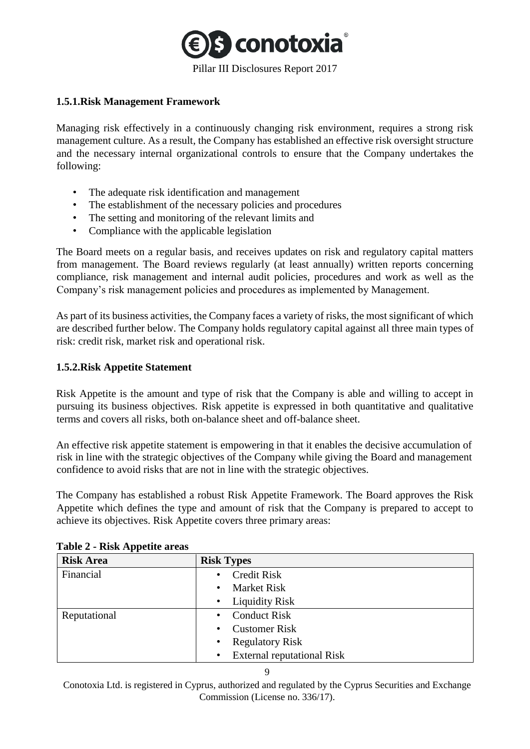### 1.5.1.Risk Management Framework

Managing risk effectively in a continuously changing risk environment, requires a strong risk management culture. As a result, the Company has established an effective risk oversight structure and the necessary internal organizational controls to ensure that the Company undertakes the following:

- The adequate risk identification and management
- The establishment of the necessary policies and procedures
- The setting and monitoring of the relevant limits and
- Compliance with the applicable legislation

The Board meets on a regular basis, and receives updates on risk and regulatory capital matters from management. The Board reviews regularly (at least annually) written reports concerning compliance, risk management and internal audit policies, procedures and work as well as the Company's risk management policies and procedures as implemented by Management.

As part of its business activities, the Company faces a variety of risks, the most significant of which are described further below. The Company holds regulatory capital against all three main types of risk: credit risk, market risk and operational risk.

### 1.5.2.Risk Appetite Statement

Risk Appetite is the amount and type of risk that the Company is able and willing to accept in pursuing its business objectives. Risk appetite is expressed in both quantitative and qualitative terms and covers all risks, both on-balance sheet and off-balance sheet.

An effective risk appetite statement is empowering in that it enables the decisive accumulation of risk in line with the strategic objectives of the Company while giving the Board and management confidence to avoid risks that are not in line with the strategic objectives.

The Company has established a robust Risk Appetite Framework. The Board approves the Risk Appetite which defines the type and amount of risk that the Company is prepared to accept to achieve its objectives. Risk Appetite covers three primary areas:

**Table 2 - Risk Appetite areas**

| Risk Area | Risk Types |
|---|---|
| Financial | • Credit Risk<br>• Market Risk<br>• Liquidity Risk |
| Reputational | • Conduct Risk<br>• Customer Risk<br>• Regulatory Risk<br>• External reputational Risk |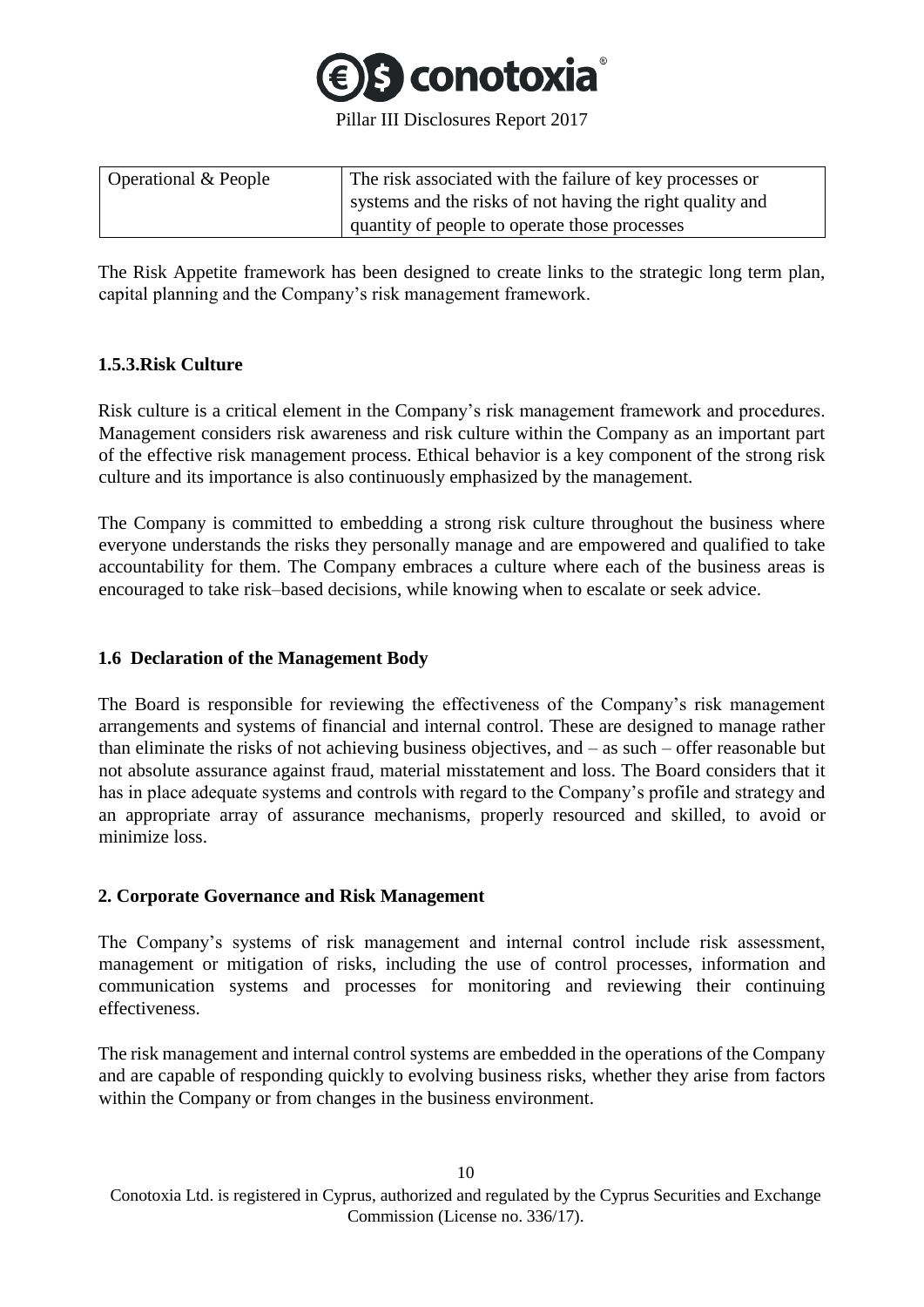| Operational & People | The risk associated with the failure of key processes or systems and the risks of not having the right quality and quantity of people to operate those processes |
|---|---|

The Risk Appetite framework has been designed to create links to the strategic long term plan, capital planning and the Company's risk management framework.

### 1.5.3.Risk Culture

Risk culture is a critical element in the Company's risk management framework and procedures. Management considers risk awareness and risk culture within the Company as an important part of the effective risk management process. Ethical behavior is a key component of the strong risk culture and its importance is also continuously emphasized by the management.

The Company is committed to embedding a strong risk culture throughout the business where everyone understands the risks they personally manage and are empowered and qualified to take accountability for them. The Company embraces a culture where each of the business areas is encouraged to take risk–based decisions, while knowing when to escalate or seek advice.

## 1.6 Declaration of the Management Body

The Board is responsible for reviewing the effectiveness of the Company's risk management arrangements and systems of financial and internal control. These are designed to manage rather than eliminate the risks of not achieving business objectives, and – as such – offer reasonable but not absolute assurance against fraud, material misstatement and loss. The Board considers that it has in place adequate systems and controls with regard to the Company's profile and strategy and an appropriate array of assurance mechanisms, properly resourced and skilled, to avoid or minimize loss.

# 2. Corporate Governance and Risk Management

The Company's systems of risk management and internal control include risk assessment, management or mitigation of risks, including the use of control processes, information and communication systems and processes for monitoring and reviewing their continuing effectiveness.

The risk management and internal control systems are embedded in the operations of the Company and are capable of responding quickly to evolving business risks, whether they arise from factors within the Company or from changes in the business environment.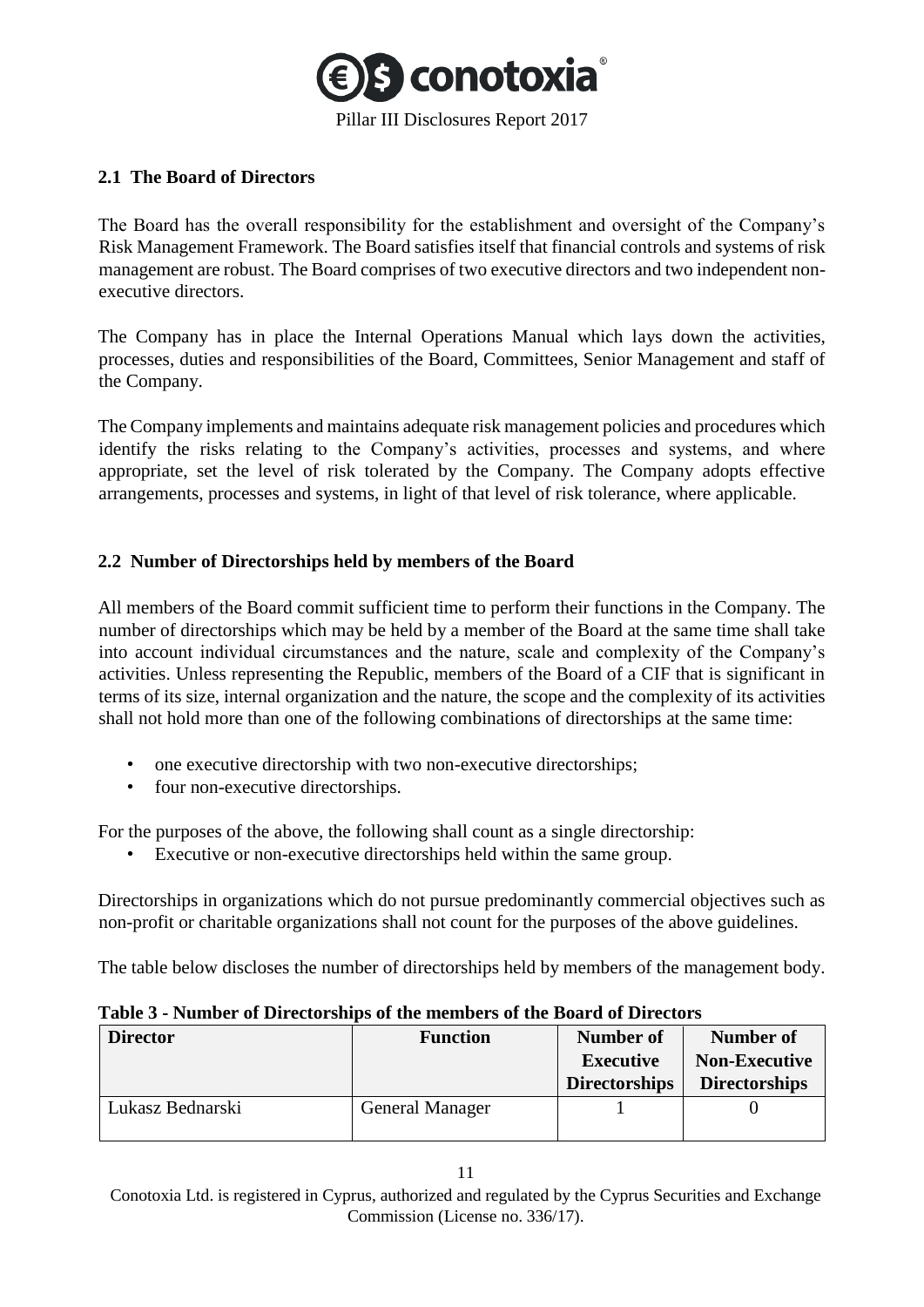## 2.1 The Board of Directors

The Board has the overall responsibility for the establishment and oversight of the Company's Risk Management Framework. The Board satisfies itself that financial controls and systems of risk management are robust. The Board comprises of two executive directors and two independent non-executive directors.

The Company has in place the Internal Operations Manual which lays down the activities, processes, duties and responsibilities of the Board, Committees, Senior Management and staff of the Company.

The Company implements and maintains adequate risk management policies and procedures which identify the risks relating to the Company's activities, processes and systems, and where appropriate, set the level of risk tolerated by the Company. The Company adopts effective arrangements, processes and systems, in light of that level of risk tolerance, where applicable.

## 2.2 Number of Directorships held by members of the Board

All members of the Board commit sufficient time to perform their functions in the Company. The number of directorships which may be held by a member of the Board at the same time shall take into account individual circumstances and the nature, scale and complexity of the Company's activities. Unless representing the Republic, members of the Board of a CIF that is significant in terms of its size, internal organization and the nature, the scope and the complexity of its activities shall not hold more than one of the following combinations of directorships at the same time:

- one executive directorship with two non-executive directorships;
- four non-executive directorships.

For the purposes of the above, the following shall count as a single directorship:

- Executive or non-executive directorships held within the same group.

Directorships in organizations which do not pursue predominantly commercial objectives such as non-profit or charitable organizations shall not count for the purposes of the above guidelines.

The table below discloses the number of directorships held by members of the management body.

**Table 3 - Number of Directorships of the members of the Board of Directors**

| Director | Function | Number of Executive Directorships | Number of Non-Executive Directorships |
|---|---|---|---|
| Lukasz Bednarski | General Manager | 1 | 0 |

Conotoxia Ltd. is registered in Cyprus, authorized and regulated by the Cyprus Securities and Exchange Commission (License no. 336/17).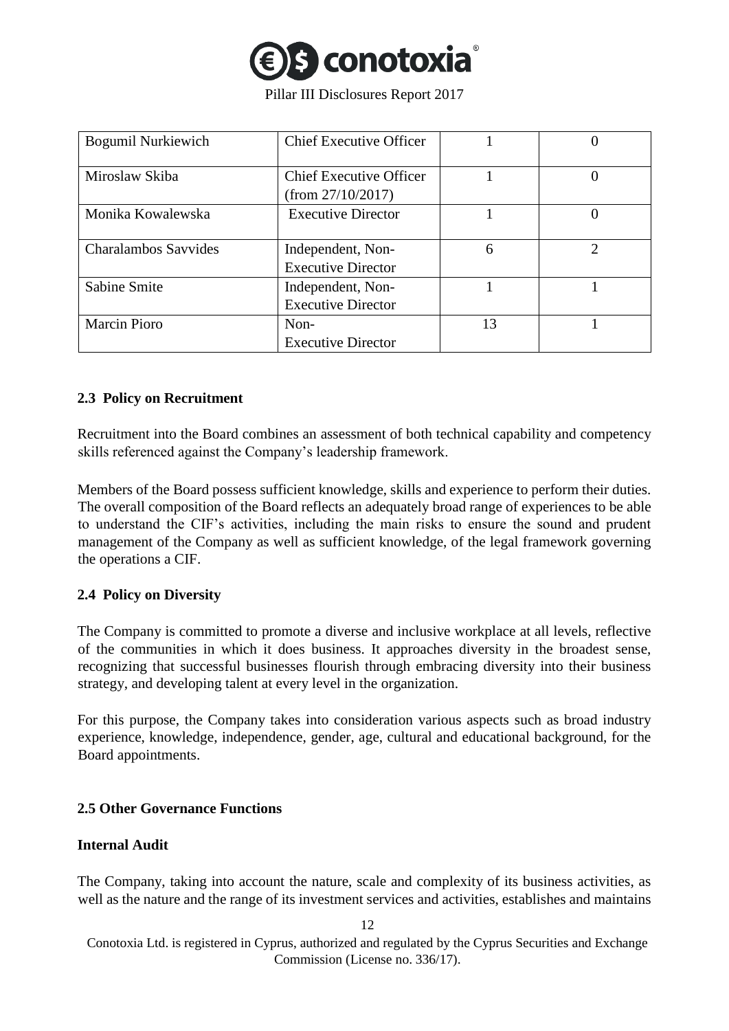| Bogumil Nurkiewich | Chief Executive Officer | 1 | 0 |
| --- | --- | --- | --- |
| Miroslaw Skiba | Chief Executive Officer (from 27/10/2017) | 1 | 0 |
| Monika Kowalewska | Executive Director | 1 | 0 |
| Charalambos Savvides | Independent, Non-Executive Director | 6 | 2 |
| Sabine Smite | Independent, Non-Executive Director | 1 | 1 |
| Marcin Pioro | Non-Executive Director | 13 | 1 |

### 2.3 Policy on Recruitment

Recruitment into the Board combines an assessment of both technical capability and competency skills referenced against the Company's leadership framework.

Members of the Board possess sufficient knowledge, skills and experience to perform their duties. The overall composition of the Board reflects an adequately broad range of experiences to be able to understand the CIF's activities, including the main risks to ensure the sound and prudent management of the Company as well as sufficient knowledge, of the legal framework governing the operations a CIF.

### 2.4 Policy on Diversity

The Company is committed to promote a diverse and inclusive workplace at all levels, reflective of the communities in which it does business. It approaches diversity in the broadest sense, recognizing that successful businesses flourish through embracing diversity into their business strategy, and developing talent at every level in the organization.

For this purpose, the Company takes into consideration various aspects such as broad industry experience, knowledge, independence, gender, age, cultural and educational background, for the Board appointments.

### 2.5 Other Governance Functions

**Internal Audit**

The Company, taking into account the nature, scale and complexity of its business activities, as well as the nature and the range of its investment services and activities, establishes and maintains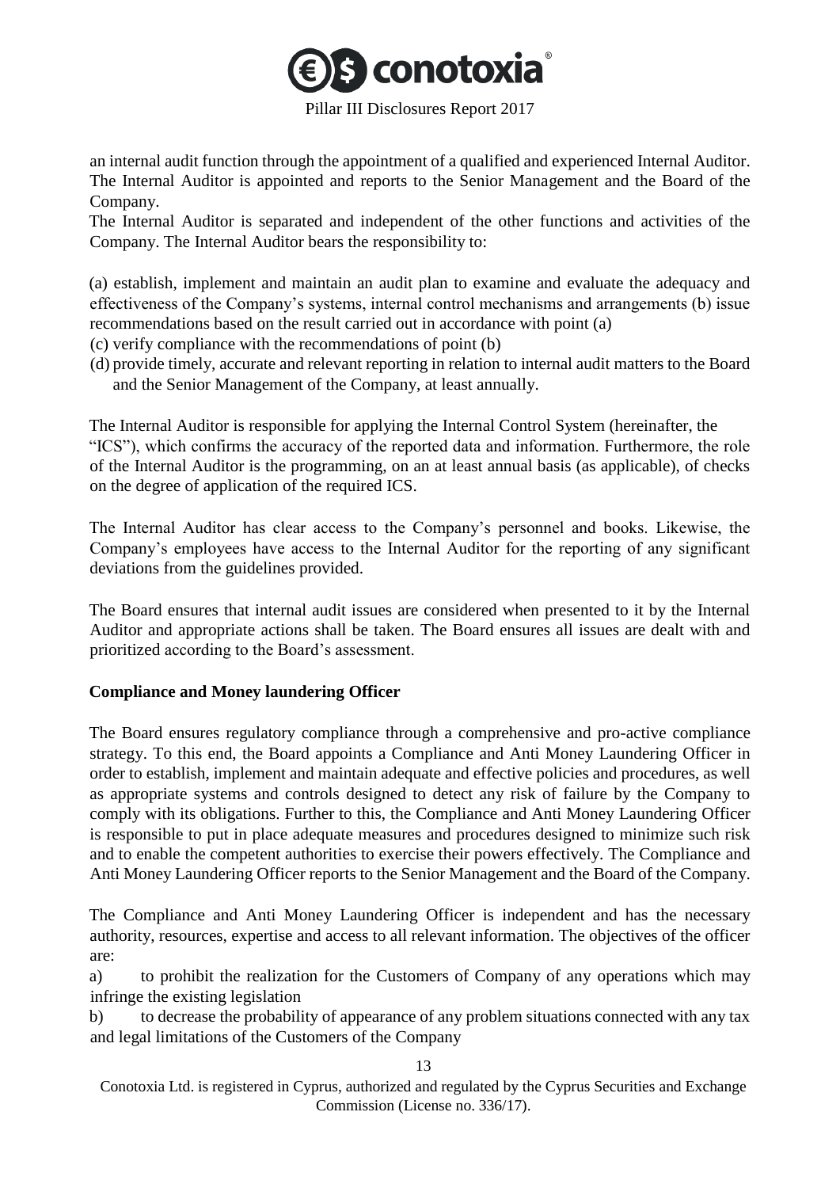an internal audit function through the appointment of a qualified and experienced Internal Auditor. The Internal Auditor is appointed and reports to the Senior Management and the Board of the Company.

The Internal Auditor is separated and independent of the other functions and activities of the Company. The Internal Auditor bears the responsibility to:

(a) establish, implement and maintain an audit plan to examine and evaluate the adequacy and effectiveness of the Company's systems, internal control mechanisms and arrangements (b) issue recommendations based on the result carried out in accordance with point (a)
(c) verify compliance with the recommendations of point (b)
(d) provide timely, accurate and relevant reporting in relation to internal audit matters to the Board and the Senior Management of the Company, at least annually.

The Internal Auditor is responsible for applying the Internal Control System (hereinafter, the "ICS"), which confirms the accuracy of the reported data and information. Furthermore, the role of the Internal Auditor is the programming, on an at least annual basis (as applicable), of checks on the degree of application of the required ICS.

The Internal Auditor has clear access to the Company's personnel and books. Likewise, the Company's employees have access to the Internal Auditor for the reporting of any significant deviations from the guidelines provided.

The Board ensures that internal audit issues are considered when presented to it by the Internal Auditor and appropriate actions shall be taken. The Board ensures all issues are dealt with and prioritized according to the Board's assessment.

**Compliance and Money laundering Officer**

The Board ensures regulatory compliance through a comprehensive and pro-active compliance strategy. To this end, the Board appoints a Compliance and Anti Money Laundering Officer in order to establish, implement and maintain adequate and effective policies and procedures, as well as appropriate systems and controls designed to detect any risk of failure by the Company to comply with its obligations. Further to this, the Compliance and Anti Money Laundering Officer is responsible to put in place adequate measures and procedures designed to minimize such risk and to enable the competent authorities to exercise their powers effectively. The Compliance and Anti Money Laundering Officer reports to the Senior Management and the Board of the Company.

The Compliance and Anti Money Laundering Officer is independent and has the necessary authority, resources, expertise and access to all relevant information. The objectives of the officer are:

a) to prohibit the realization for the Customers of Company of any operations which may infringe the existing legislation
b) to decrease the probability of appearance of any problem situations connected with any tax and legal limitations of the Customers of the Company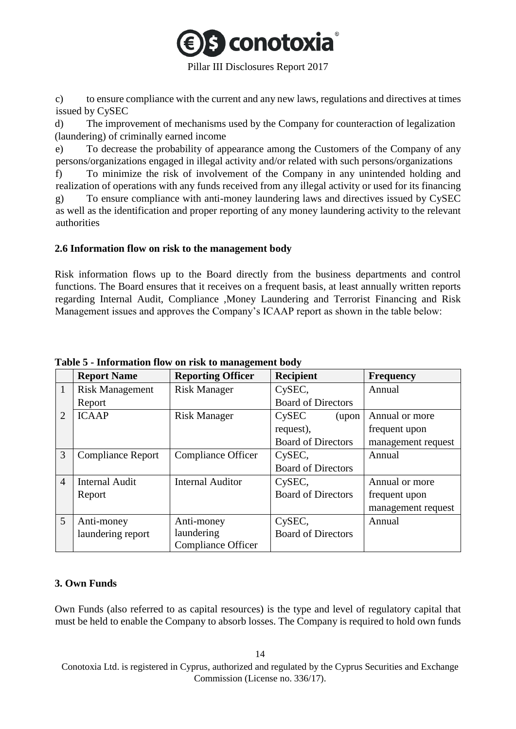c) to ensure compliance with the current and any new laws, regulations and directives at times issued by CySEC

d) The improvement of mechanisms used by the Company for counteraction of legalization (laundering) of criminally earned income

e) To decrease the probability of appearance among the Customers of the Company of any persons/organizations engaged in illegal activity and/or related with such persons/organizations

f) To minimize the risk of involvement of the Company in any unintended holding and realization of operations with any funds received from any illegal activity or used for its financing

g) To ensure compliance with anti-money laundering laws and directives issued by CySEC as well as the identification and proper reporting of any money laundering activity to the relevant authorities

### 2.6 Information flow on risk to the management body

Risk information flows up to the Board directly from the business departments and control functions. The Board ensures that it receives on a frequent basis, at least annually written reports regarding Internal Audit, Compliance ,Money Laundering and Terrorist Financing and Risk Management issues and approves the Company's ICAAP report as shown in the table below:

**Table 5 - Information flow on risk to management body**

| | Report Name | Reporting Officer | Recipient | Frequency |
|---|---|---|---|---|
| 1 | Risk Management Report | Risk Manager | CySEC, Board of Directors | Annual |
| 2 | ICAAP | Risk Manager | CySEC (upon request), Board of Directors | Annual or more frequent upon management request |
| 3 | Compliance Report | Compliance Officer | CySEC, Board of Directors | Annual |
| 4 | Internal Audit Report | Internal Auditor | CySEC, Board of Directors | Annual or more frequent upon management request |
| 5 | Anti-money laundering report | Anti-money laundering Compliance Officer | CySEC, Board of Directors | Annual |

## 3. Own Funds

Own Funds (also referred to as capital resources) is the type and level of regulatory capital that must be held to enable the Company to absorb losses. The Company is required to hold own funds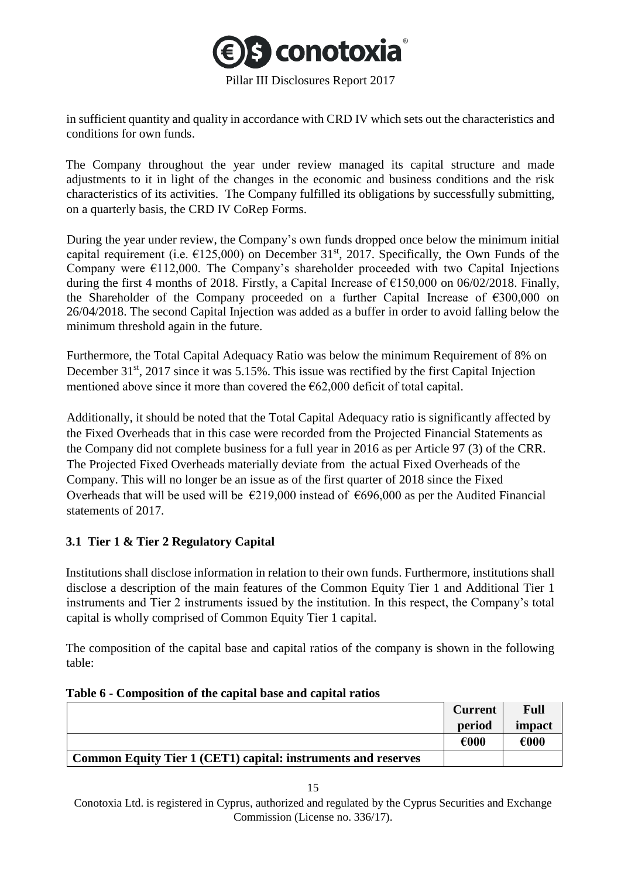in sufficient quantity and quality in accordance with CRD IV which sets out the characteristics and conditions for own funds.

The Company throughout the year under review managed its capital structure and made adjustments to it in light of the changes in the economic and business conditions and the risk characteristics of its activities. The Company fulfilled its obligations by successfully submitting, on a quarterly basis, the CRD IV CoRep Forms.

During the year under review, the Company's own funds dropped once below the minimum initial capital requirement (i.e. €125,000) on December 31st, 2017. Specifically, the Own Funds of the Company were €112,000. The Company's shareholder proceeded with two Capital Injections during the first 4 months of 2018. Firstly, a Capital Increase of €150,000 on 06/02/2018. Finally, the Shareholder of the Company proceeded on a further Capital Increase of €300,000 on 26/04/2018. The second Capital Injection was added as a buffer in order to avoid falling below the minimum threshold again in the future.

Furthermore, the Total Capital Adequacy Ratio was below the minimum Requirement of 8% on December 31st, 2017 since it was 5.15%. This issue was rectified by the first Capital Injection mentioned above since it more than covered the €62,000 deficit of total capital.

Additionally, it should be noted that the Total Capital Adequacy ratio is significantly affected by the Fixed Overheads that in this case were recorded from the Projected Financial Statements as the Company did not complete business for a full year in 2016 as per Article 97 (3) of the CRR. The Projected Fixed Overheads materially deviate from the actual Fixed Overheads of the Company. This will no longer be an issue as of the first quarter of 2018 since the Fixed Overheads that will be used will be €219,000 instead of €696,000 as per the Audited Financial statements of 2017.

## 3.1 Tier 1 & Tier 2 Regulatory Capital

Institutions shall disclose information in relation to their own funds. Furthermore, institutions shall disclose a description of the main features of the Common Equity Tier 1 and Additional Tier 1 instruments and Tier 2 instruments issued by the institution. In this respect, the Company's total capital is wholly comprised of Common Equity Tier 1 capital.

The composition of the capital base and capital ratios of the company is shown in the following table:

**Table 6 - Composition of the capital base and capital ratios**

| | **Current period** | **Full impact** |
|---|---|---|
| | **€000** | **€000** |
| **Common Equity Tier 1 (CET1) capital: instruments and reserves** | | |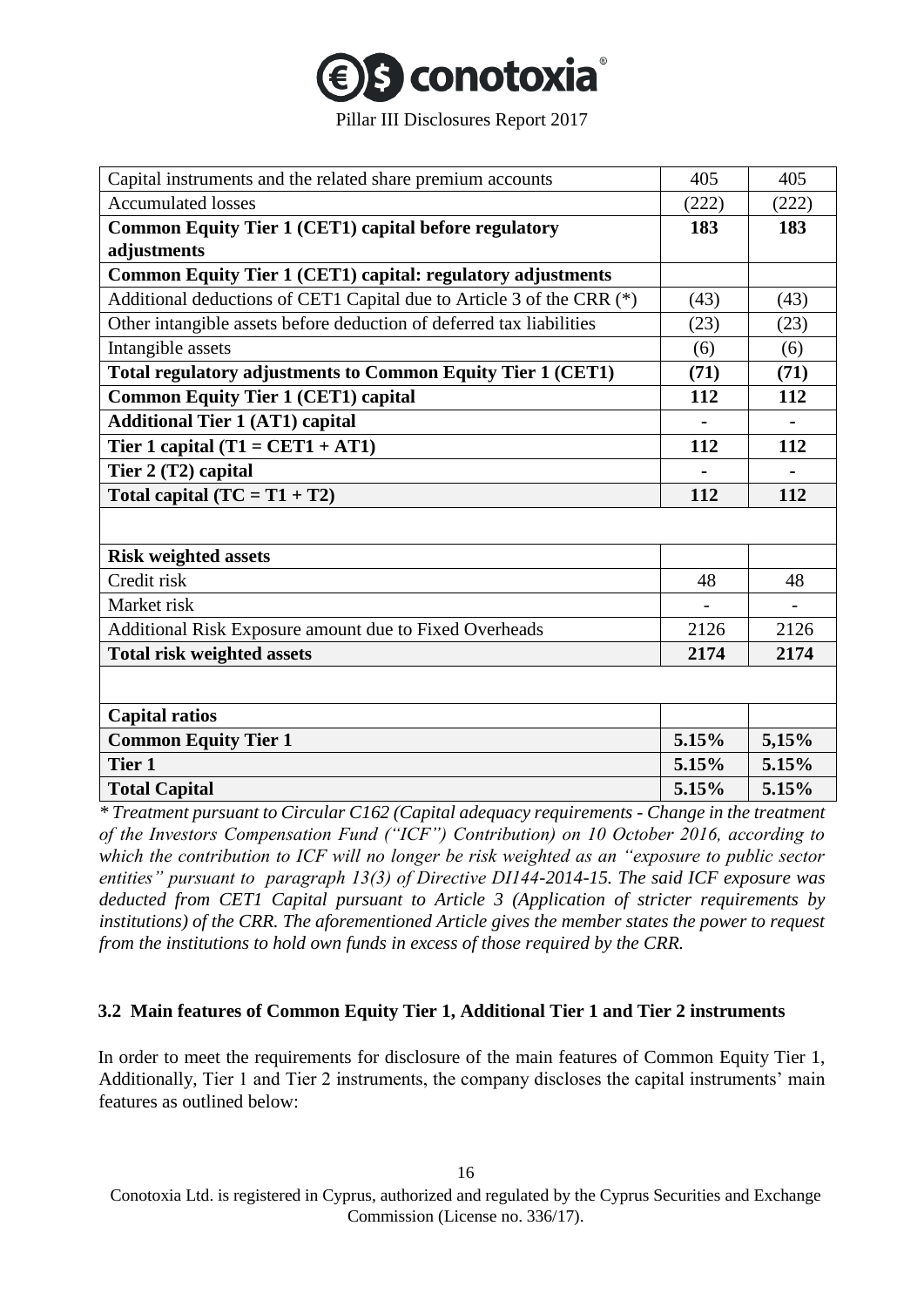| | | |
|---|---|---|
| Capital instruments and the related share premium accounts | 405 | 405 |
| Accumulated losses | (222) | (222) |
| **Common Equity Tier 1 (CET1) capital before regulatory adjustments** | **183** | **183** |
| **Common Equity Tier 1 (CET1) capital: regulatory adjustments** | | |
| Additional deductions of CET1 Capital due to Article 3 of the CRR (*) | (43) | (43) |
| Other intangible assets before deduction of deferred tax liabilities | (23) | (23) |
| Intangible assets | (6) | (6) |
| **Total regulatory adjustments to Common Equity Tier 1 (CET1)** | **(71)** | **(71)** |
| **Common Equity Tier 1 (CET1) capital** | **112** | **112** |
| **Additional Tier 1 (AT1) capital** | **-** | **-** |
| **Tier 1 capital (T1 = CET1 + AT1)** | **112** | **112** |
| **Tier 2 (T2) capital** | **-** | **-** |
| **Total capital (TC = T1 + T2)** | **112** | **112** |
| | | |
| **Risk weighted assets** | | |
| Credit risk | 48 | 48 |
| Market risk | - | - |
| Additional Risk Exposure amount due to Fixed Overheads | 2126 | 2126 |
| **Total risk weighted assets** | **2174** | **2174** |
| | | |
| **Capital ratios** | | |
| **Common Equity Tier 1** | **5.15%** | **5,15%** |
| **Tier 1** | **5.15%** | **5.15%** |
| **Total Capital** | **5.15%** | **5.15%** |

*\* Treatment pursuant to Circular C162 (Capital adequacy requirements - Change in the treatment of the Investors Compensation Fund ("ICF") Contribution) on 10 October 2016, according to which the contribution to ICF will no longer be risk weighted as an "exposure to public sector entities" pursuant to paragraph 13(3) of Directive DI144-2014-15. The said ICF exposure was deducted from CET1 Capital pursuant to Article 3 (Application of stricter requirements by institutions) of the CRR. The aforementioned Article gives the member states the power to request from the institutions to hold own funds in excess of those required by the CRR.*

### 3.2 Main features of Common Equity Tier 1, Additional Tier 1 and Tier 2 instruments

In order to meet the requirements for disclosure of the main features of Common Equity Tier 1, Additionally, Tier 1 and Tier 2 instruments, the company discloses the capital instruments' main features as outlined below: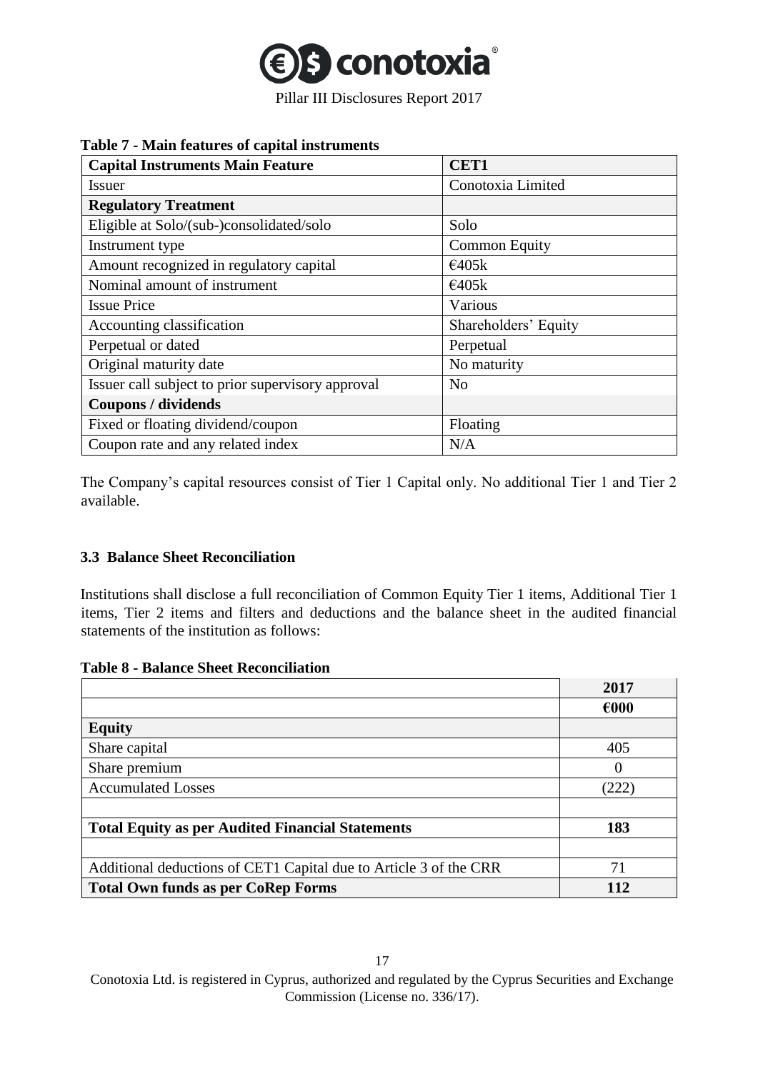**Table 7 - Main features of capital instruments**

| Capital Instruments Main Feature | CET1 |
|---|---|
| Issuer | Conotoxia Limited |
| **Regulatory Treatment** | |
| Eligible at Solo/(sub-)consolidated/solo | Solo |
| Instrument type | Common Equity |
| Amount recognized in regulatory capital | €405k |
| Nominal amount of instrument | €405k |
| Issue Price | Various |
| Accounting classification | Shareholders' Equity |
| Perpetual or dated | Perpetual |
| Original maturity date | No maturity |
| Issuer call subject to prior supervisory approval | No |
| **Coupons / dividends** | |
| Fixed or floating dividend/coupon | Floating |
| Coupon rate and any related index | N/A |

The Company's capital resources consist of Tier 1 Capital only. No additional Tier 1 and Tier 2 available.

### 3.3 Balance Sheet Reconciliation

Institutions shall disclose a full reconciliation of Common Equity Tier 1 items, Additional Tier 1 items, Tier 2 items and filters and deductions and the balance sheet in the audited financial statements of the institution as follows:

**Table 8 - Balance Sheet Reconciliation**

| | 2017 |
|---|---|
| | €000 |
| **Equity** | |
| Share capital | 405 |
| Share premium | 0 |
| Accumulated Losses | (222) |
| | |
| **Total Equity as per Audited Financial Statements** | **183** |
| | |
| Additional deductions of CET1 Capital due to Article 3 of the CRR | 71 |
| **Total Own funds as per CoRep Forms** | **112** |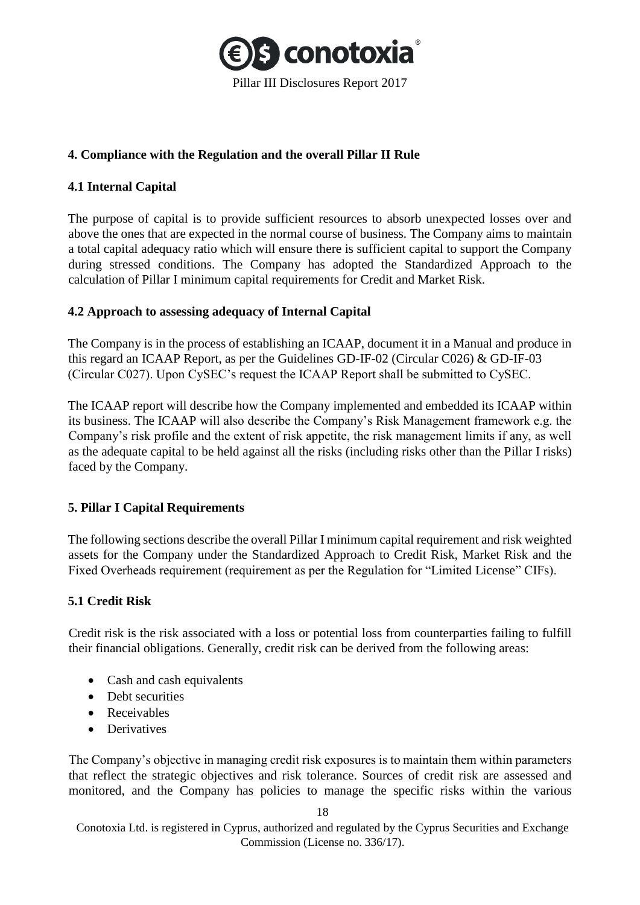## 4. Compliance with the Regulation and the overall Pillar II Rule

### 4.1 Internal Capital

The purpose of capital is to provide sufficient resources to absorb unexpected losses over and above the ones that are expected in the normal course of business. The Company aims to maintain a total capital adequacy ratio which will ensure there is sufficient capital to support the Company during stressed conditions. The Company has adopted the Standardized Approach to the calculation of Pillar I minimum capital requirements for Credit and Market Risk.

### 4.2 Approach to assessing adequacy of Internal Capital

The Company is in the process of establishing an ICAAP, document it in a Manual and produce in this regard an ICAAP Report, as per the Guidelines GD-IF-02 (Circular C026) & GD-IF-03 (Circular C027). Upon CySEC's request the ICAAP Report shall be submitted to CySEC.

The ICAAP report will describe how the Company implemented and embedded its ICAAP within its business. The ICAAP will also describe the Company's Risk Management framework e.g. the Company's risk profile and the extent of risk appetite, the risk management limits if any, as well as the adequate capital to be held against all the risks (including risks other than the Pillar I risks) faced by the Company.

## 5. Pillar I Capital Requirements

The following sections describe the overall Pillar I minimum capital requirement and risk weighted assets for the Company under the Standardized Approach to Credit Risk, Market Risk and the Fixed Overheads requirement (requirement as per the Regulation for "Limited License" CIFs).

### 5.1 Credit Risk

Credit risk is the risk associated with a loss or potential loss from counterparties failing to fulfill their financial obligations. Generally, credit risk can be derived from the following areas:

- Cash and cash equivalents
- Debt securities
- Receivables
- Derivatives

The Company's objective in managing credit risk exposures is to maintain them within parameters that reflect the strategic objectives and risk tolerance. Sources of credit risk are assessed and monitored, and the Company has policies to manage the specific risks within the various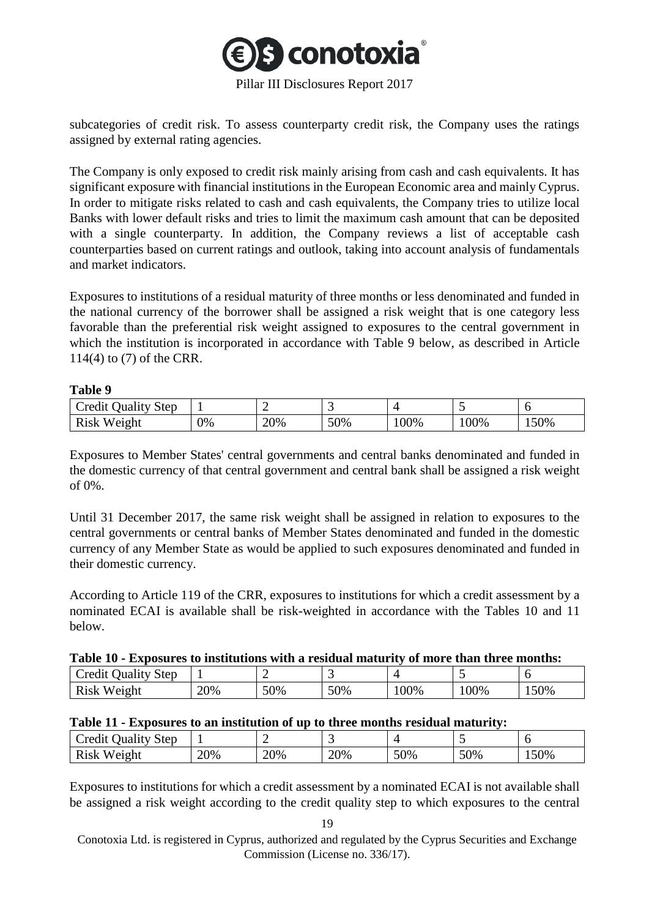subcategories of credit risk. To assess counterparty credit risk, the Company uses the ratings assigned by external rating agencies.

The Company is only exposed to credit risk mainly arising from cash and cash equivalents. It has significant exposure with financial institutions in the European Economic area and mainly Cyprus. In order to mitigate risks related to cash and cash equivalents, the Company tries to utilize local Banks with lower default risks and tries to limit the maximum cash amount that can be deposited with a single counterparty. In addition, the Company reviews a list of acceptable cash counterparties based on current ratings and outlook, taking into account analysis of fundamentals and market indicators.

Exposures to institutions of a residual maturity of three months or less denominated and funded in the national currency of the borrower shall be assigned a risk weight that is one category less favorable than the preferential risk weight assigned to exposures to the central government in which the institution is incorporated in accordance with Table 9 below, as described in Article 114(4) to (7) of the CRR.

**Table 9**

| Credit Quality Step | 1 | 2 | 3 | 4 | 5 | 6 |
|---|---|---|---|---|---|---|
| Risk Weight | 0% | 20% | 50% | 100% | 100% | 150% |

Exposures to Member States' central governments and central banks denominated and funded in the domestic currency of that central government and central bank shall be assigned a risk weight of 0%.

Until 31 December 2017, the same risk weight shall be assigned in relation to exposures to the central governments or central banks of Member States denominated and funded in the domestic currency of any Member State as would be applied to such exposures denominated and funded in their domestic currency.

According to Article 119 of the CRR, exposures to institutions for which a credit assessment by a nominated ECAI is available shall be risk-weighted in accordance with the Tables 10 and 11 below.

**Table 10 - Exposures to institutions with a residual maturity of more than three months:**

| Credit Quality Step | 1 | 2 | 3 | 4 | 5 | 6 |
|---|---|---|---|---|---|---|
| Risk Weight | 20% | 50% | 50% | 100% | 100% | 150% |

**Table 11 - Exposures to an institution of up to three months residual maturity:**

| Credit Quality Step | 1 | 2 | 3 | 4 | 5 | 6 |
|---|---|---|---|---|---|---|
| Risk Weight | 20% | 20% | 20% | 50% | 50% | 150% |

Exposures to institutions for which a credit assessment by a nominated ECAI is not available shall be assigned a risk weight according to the credit quality step to which exposures to the central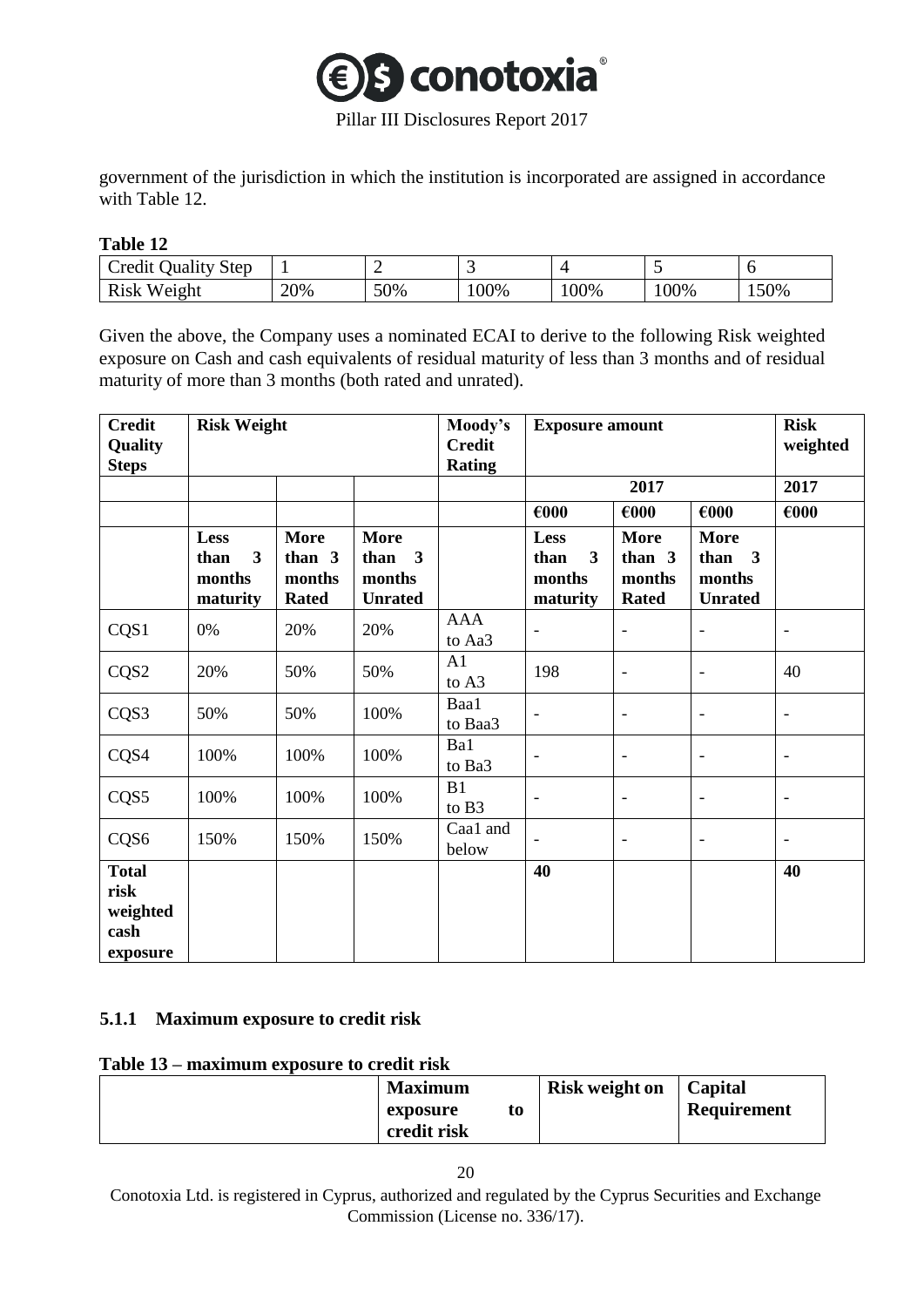government of the jurisdiction in which the institution is incorporated are assigned in accordance with Table 12.

**Table 12**

| Credit Quality Step | 1 | 2 | 3 | 4 | 5 | 6 |
|---|---|---|---|---|---|---|
| Risk Weight | 20% | 50% | 100% | 100% | 100% | 150% |

Given the above, the Company uses a nominated ECAI to derive to the following Risk weighted exposure on Cash and cash equivalents of residual maturity of less than 3 months and of residual maturity of more than 3 months (both rated and unrated).

| **Credit Quality Steps** | **Risk Weight** | | | **Moody's Credit Rating** | **Exposure amount** | | | **Risk weighted** |
|---|---|---|---|---|---|---|---|---|
| | | | | | **2017** | | | **2017** |
| | | | | | **€000** | **€000** | **€000** | **€000** |
| | **Less than 3 months maturity** | **More than 3 months Rated** | **More than 3 months Unrated** | | **Less than 3 months maturity** | **More than 3 months Rated** | **More than 3 months Unrated** | |
| CQS1 | 0% | 20% | 20% | AAA to Aa3 | - | - | - | - |
| CQS2 | 20% | 50% | 50% | A1 to A3 | 198 | - | - | 40 |
| CQS3 | 50% | 50% | 100% | Baa1 to Baa3 | - | - | - | - |
| CQS4 | 100% | 100% | 100% | Ba1 to Ba3 | - | - | - | - |
| CQS5 | 100% | 100% | 100% | B1 to B3 | - | - | - | - |
| CQS6 | 150% | 150% | 150% | Caa1 and below | - | - | - | - |
| **Total risk weighted cash exposure** | | | | | **40** | | | **40** |

### 5.1.1 Maximum exposure to credit risk

**Table 13 – maximum exposure to credit risk**

| | **Maximum exposure to credit risk** | **Risk weight on** | **Capital Requirement** |
|---|---|---|---|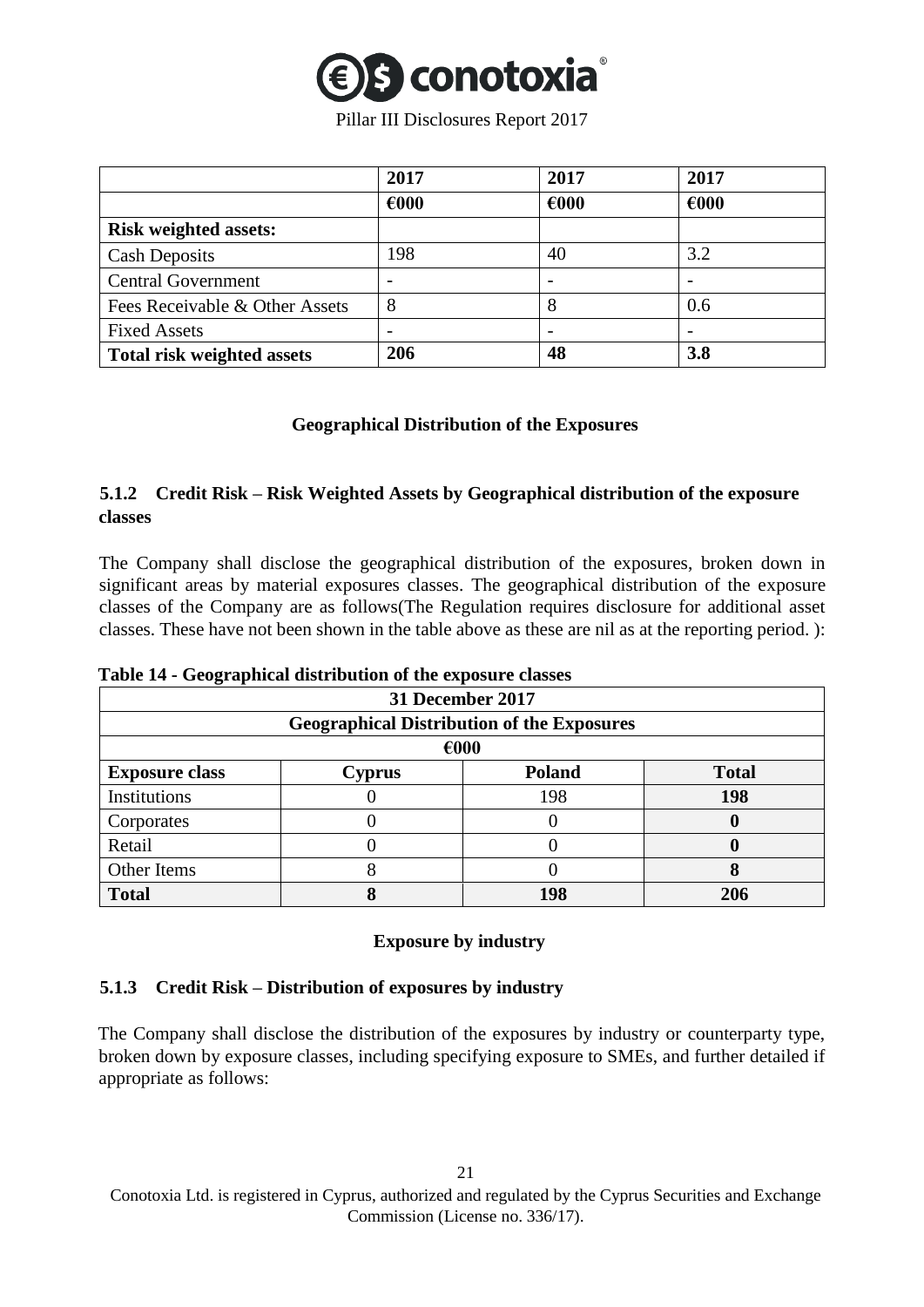| | 2017 | 2017 | 2017 |
|---|---|---|---|
| | **€000** | **€000** | **€000** |
| **Risk weighted assets:** | | | |
| Cash Deposits | 198 | 40 | 3.2 |
| Central Government | - | - | - |
| Fees Receivable & Other Assets | 8 | 8 | 0.6 |
| Fixed Assets | - | - | - |
| **Total risk weighted assets** | **206** | **48** | **3.8** |

**Geographical Distribution of the Exposures**

### 5.1.2 Credit Risk – Risk Weighted Assets by Geographical distribution of the exposure classes

The Company shall disclose the geographical distribution of the exposures, broken down in significant areas by material exposures classes. The geographical distribution of the exposure classes of the Company are as follows(The Regulation requires disclosure for additional asset classes. These have not been shown in the table above as these are nil as at the reporting period. ):

**Table 14 - Geographical distribution of the exposure classes**

| **31 December 2017** | | | |
|---|---|---|---|
| **Geographical Distribution of the Exposures** | | | |
| **€000** | | | |
| **Exposure class** | **Cyprus** | **Poland** | **Total** |
| Institutions | 0 | 198 | **198** |
| Corporates | 0 | 0 | **0** |
| Retail | 0 | 0 | **0** |
| Other Items | 8 | 0 | **8** |
| **Total** | **8** | **198** | **206** |

**Exposure by industry**

### 5.1.3 Credit Risk – Distribution of exposures by industry

The Company shall disclose the distribution of the exposures by industry or counterparty type, broken down by exposure classes, including specifying exposure to SMEs, and further detailed if appropriate as follows: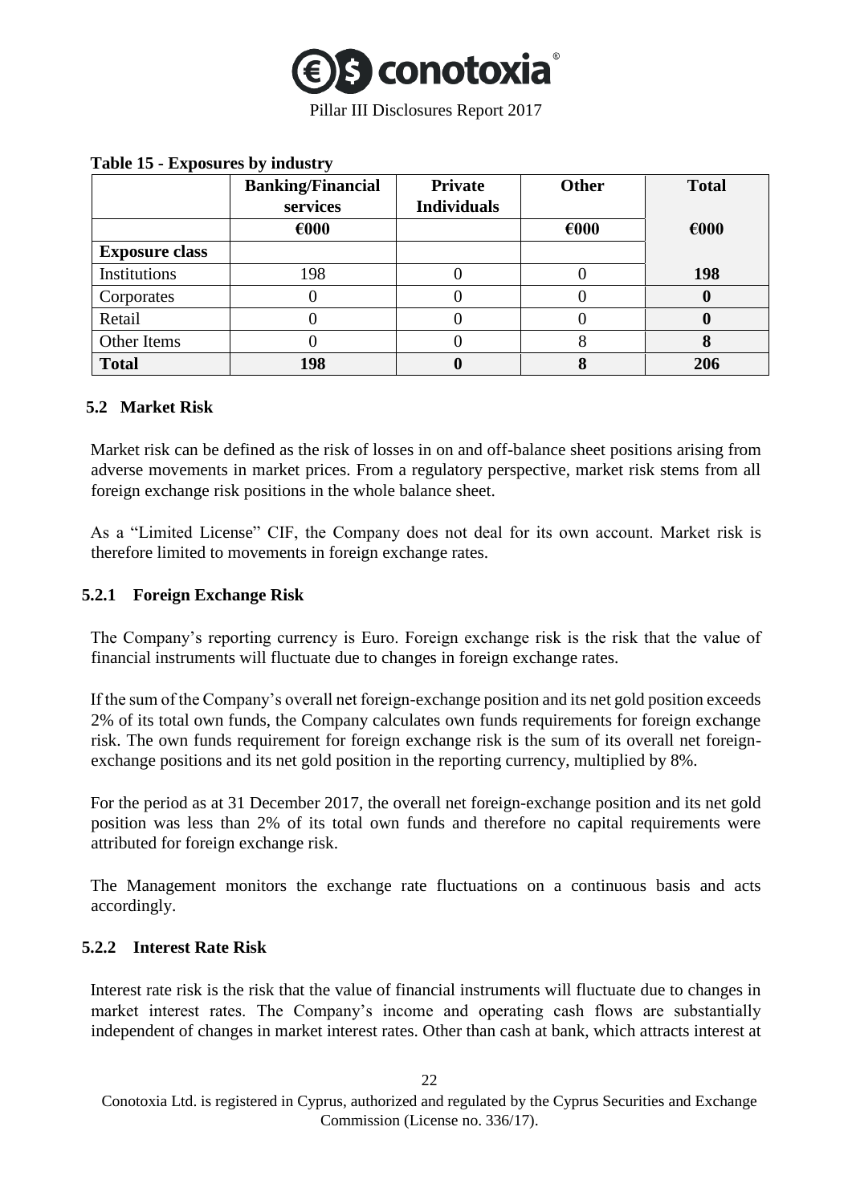**Table 15 - Exposures by industry**

| | Banking/Financial services | Private Individuals | Other | Total |
|---|---|---|---|---|
| | €000 | | €000 | €000 |
| **Exposure class** | | | | |
| Institutions | 198 | 0 | 0 | **198** |
| Corporates | 0 | 0 | 0 | **0** |
| Retail | 0 | 0 | 0 | **0** |
| Other Items | 0 | 0 | 8 | **8** |
| **Total** | **198** | **0** | **8** | **206** |

### 5.2 Market Risk

Market risk can be defined as the risk of losses in on and off-balance sheet positions arising from adverse movements in market prices. From a regulatory perspective, market risk stems from all foreign exchange risk positions in the whole balance sheet.

As a "Limited License" CIF, the Company does not deal for its own account. Market risk is therefore limited to movements in foreign exchange rates.

#### 5.2.1 Foreign Exchange Risk

The Company's reporting currency is Euro. Foreign exchange risk is the risk that the value of financial instruments will fluctuate due to changes in foreign exchange rates.

If the sum of the Company's overall net foreign-exchange position and its net gold position exceeds 2% of its total own funds, the Company calculates own funds requirements for foreign exchange risk. The own funds requirement for foreign exchange risk is the sum of its overall net foreign-exchange positions and its net gold position in the reporting currency, multiplied by 8%.

For the period as at 31 December 2017, the overall net foreign-exchange position and its net gold position was less than 2% of its total own funds and therefore no capital requirements were attributed for foreign exchange risk.

The Management monitors the exchange rate fluctuations on a continuous basis and acts accordingly.

#### 5.2.2 Interest Rate Risk

Interest rate risk is the risk that the value of financial instruments will fluctuate due to changes in market interest rates. The Company's income and operating cash flows are substantially independent of changes in market interest rates. Other than cash at bank, which attracts interest at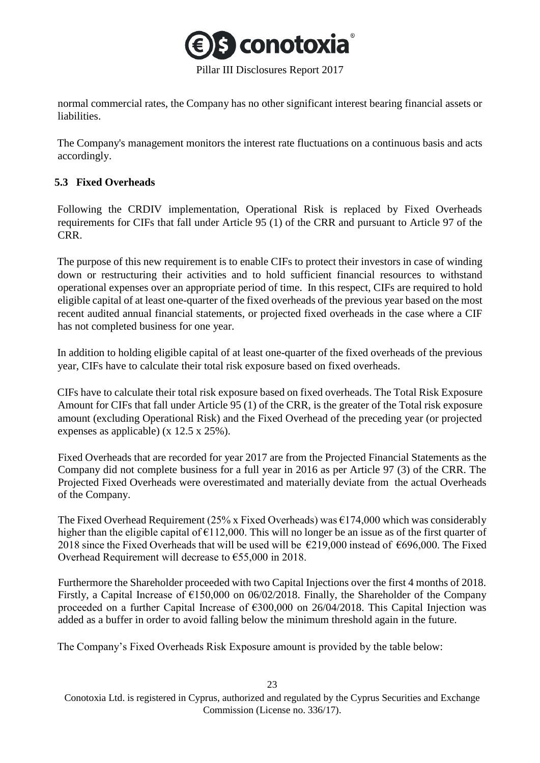normal commercial rates, the Company has no other significant interest bearing financial assets or liabilities.

The Company's management monitors the interest rate fluctuations on a continuous basis and acts accordingly.

### 5.3 Fixed Overheads

Following the CRDIV implementation, Operational Risk is replaced by Fixed Overheads requirements for CIFs that fall under Article 95 (1) of the CRR and pursuant to Article 97 of the CRR.

The purpose of this new requirement is to enable CIFs to protect their investors in case of winding down or restructuring their activities and to hold sufficient financial resources to withstand operational expenses over an appropriate period of time. In this respect, CIFs are required to hold eligible capital of at least one-quarter of the fixed overheads of the previous year based on the most recent audited annual financial statements, or projected fixed overheads in the case where a CIF has not completed business for one year.

In addition to holding eligible capital of at least one-quarter of the fixed overheads of the previous year, CIFs have to calculate their total risk exposure based on fixed overheads.

CIFs have to calculate their total risk exposure based on fixed overheads. The Total Risk Exposure Amount for CIFs that fall under Article 95 (1) of the CRR, is the greater of the Total risk exposure amount (excluding Operational Risk) and the Fixed Overhead of the preceding year (or projected expenses as applicable) (x 12.5 x 25%).

Fixed Overheads that are recorded for year 2017 are from the Projected Financial Statements as the Company did not complete business for a full year in 2016 as per Article 97 (3) of the CRR. The Projected Fixed Overheads were overestimated and materially deviate from the actual Overheads of the Company.

The Fixed Overhead Requirement (25% x Fixed Overheads) was €174,000 which was considerably higher than the eligible capital of €112,000. This will no longer be an issue as of the first quarter of 2018 since the Fixed Overheads that will be used will be €219,000 instead of €696,000. The Fixed Overhead Requirement will decrease to €55,000 in 2018.

Furthermore the Shareholder proceeded with two Capital Injections over the first 4 months of 2018. Firstly, a Capital Increase of €150,000 on 06/02/2018. Finally, the Shareholder of the Company proceeded on a further Capital Increase of €300,000 on 26/04/2018. This Capital Injection was added as a buffer in order to avoid falling below the minimum threshold again in the future.

The Company's Fixed Overheads Risk Exposure amount is provided by the table below: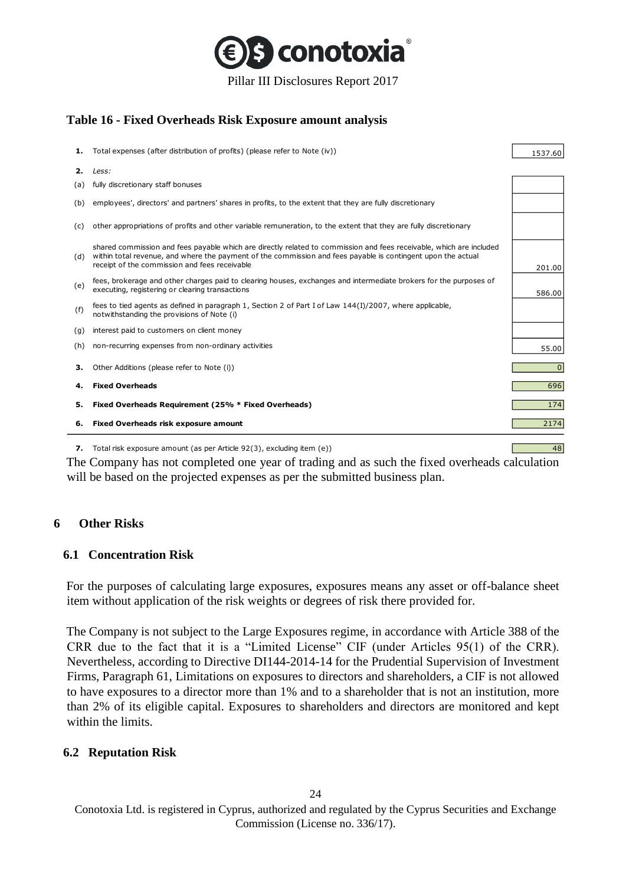### Table 16 - Fixed Overheads Risk Exposure amount analysis

| | | |
|---|---|---|
| **1.** | Total expenses (after distribution of profits) (please refer to Note (iv)) | 1537.60 |
| **2.** | *Less:* | |
| (a) | fully discretionary staff bonuses | |
| (b) | employees', directors' and partners' shares in profits, to the extent that they are fully discretionary | |
| (c) | other appropriations of profits and other variable remuneration, to the extent that they are fully discretionary | |
| (d) | shared commission and fees payable which are directly related to commission and fees receivable, which are included within total revenue, and where the payment of the commission and fees payable is contingent upon the actual receipt of the commission and fees receivable | 201.00 |
| (e) | fees, brokerage and other charges paid to clearing houses, exchanges and intermediate brokers for the purposes of executing, registering or clearing transactions | 586.00 |
| (f) | fees to tied agents as defined in paragraph 1, Section 2 of Part I of Law 144(I)/2007, where applicable, notwithstanding the provisions of Note (i) | |
| (g) | interest paid to customers on client money | |
| (h) | non-recurring expenses from non-ordinary activities | 55.00 |
| **3.** | Other Additions (please refer to Note (i)) | 0 |
| **4.** | **Fixed Overheads** | 696 |
| **5.** | **Fixed Overheads Requirement (25% * Fixed Overheads)** | 174 |
| **6.** | **Fixed Overheads risk exposure amount** | 2174 |
| **7.** | Total risk exposure amount (as per Article 92(3), excluding item (e)) | 48 |

The Company has not completed one year of trading and as such the fixed overheads calculation will be based on the projected expenses as per the submitted business plan.

## 6 Other Risks

### 6.1 Concentration Risk

For the purposes of calculating large exposures, exposures means any asset or off-balance sheet item without application of the risk weights or degrees of risk there provided for.

The Company is not subject to the Large Exposures regime, in accordance with Article 388 of the CRR due to the fact that it is a "Limited License" CIF (under Articles 95(1) of the CRR). Nevertheless, according to Directive DI144-2014-14 for the Prudential Supervision of Investment Firms, Paragraph 61, Limitations on exposures to directors and shareholders, a CIF is not allowed to have exposures to a director more than 1% and to a shareholder that is not an institution, more than 2% of its eligible capital. Exposures to shareholders and directors are monitored and kept within the limits.

### 6.2 Reputation Risk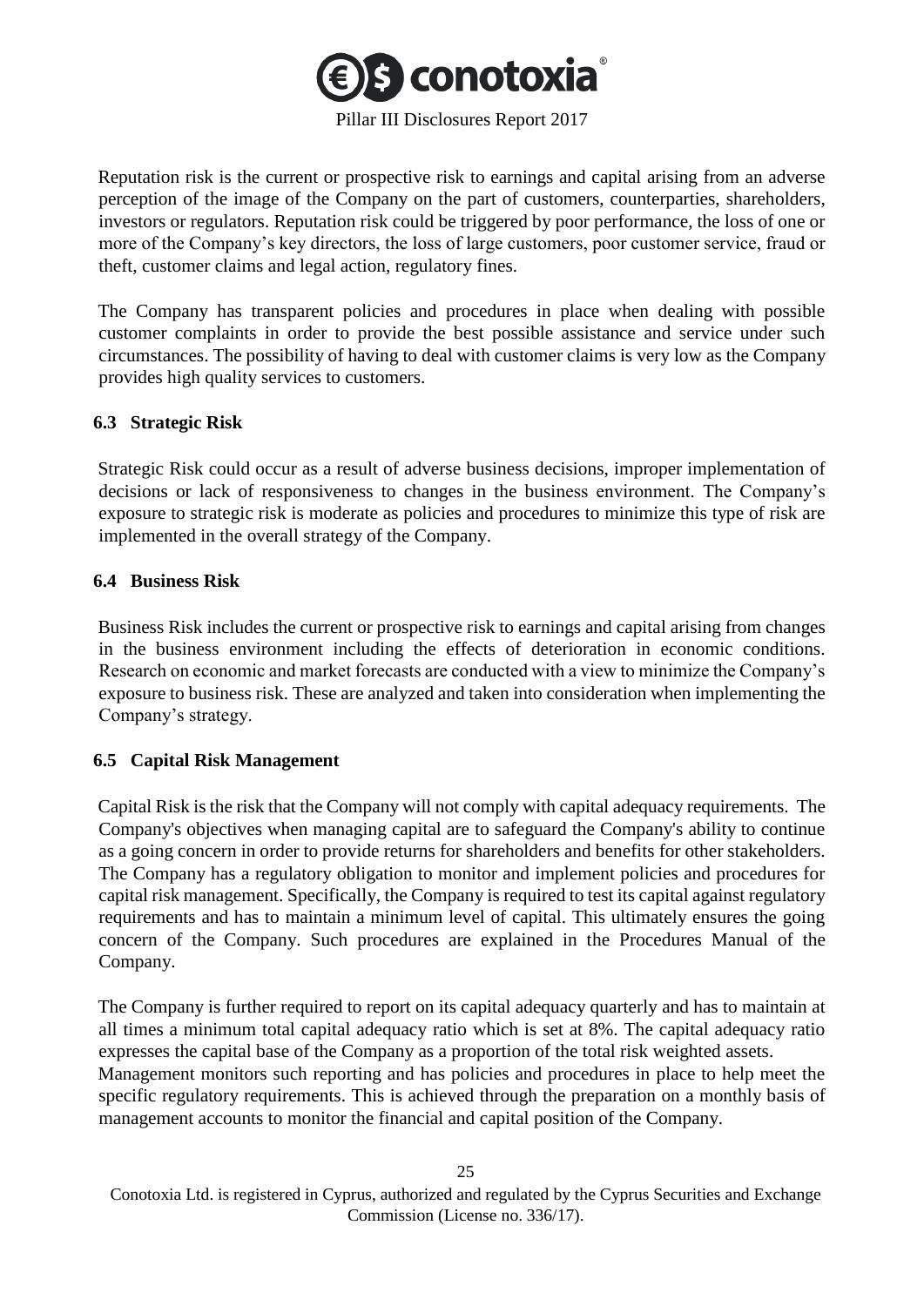Reputation risk is the current or prospective risk to earnings and capital arising from an adverse perception of the image of the Company on the part of customers, counterparties, shareholders, investors or regulators. Reputation risk could be triggered by poor performance, the loss of one or more of the Company's key directors, the loss of large customers, poor customer service, fraud or theft, customer claims and legal action, regulatory fines.

The Company has transparent policies and procedures in place when dealing with possible customer complaints in order to provide the best possible assistance and service under such circumstances. The possibility of having to deal with customer claims is very low as the Company provides high quality services to customers.

### 6.3 Strategic Risk

Strategic Risk could occur as a result of adverse business decisions, improper implementation of decisions or lack of responsiveness to changes in the business environment. The Company's exposure to strategic risk is moderate as policies and procedures to minimize this type of risk are implemented in the overall strategy of the Company.

### 6.4 Business Risk

Business Risk includes the current or prospective risk to earnings and capital arising from changes in the business environment including the effects of deterioration in economic conditions. Research on economic and market forecasts are conducted with a view to minimize the Company's exposure to business risk. These are analyzed and taken into consideration when implementing the Company's strategy.

### 6.5 Capital Risk Management

Capital Risk is the risk that the Company will not comply with capital adequacy requirements. The Company's objectives when managing capital are to safeguard the Company's ability to continue as a going concern in order to provide returns for shareholders and benefits for other stakeholders. The Company has a regulatory obligation to monitor and implement policies and procedures for capital risk management. Specifically, the Company is required to test its capital against regulatory requirements and has to maintain a minimum level of capital. This ultimately ensures the going concern of the Company. Such procedures are explained in the Procedures Manual of the Company.

The Company is further required to report on its capital adequacy quarterly and has to maintain at all times a minimum total capital adequacy ratio which is set at 8%. The capital adequacy ratio expresses the capital base of the Company as a proportion of the total risk weighted assets. Management monitors such reporting and has policies and procedures in place to help meet the specific regulatory requirements. This is achieved through the preparation on a monthly basis of management accounts to monitor the financial and capital position of the Company.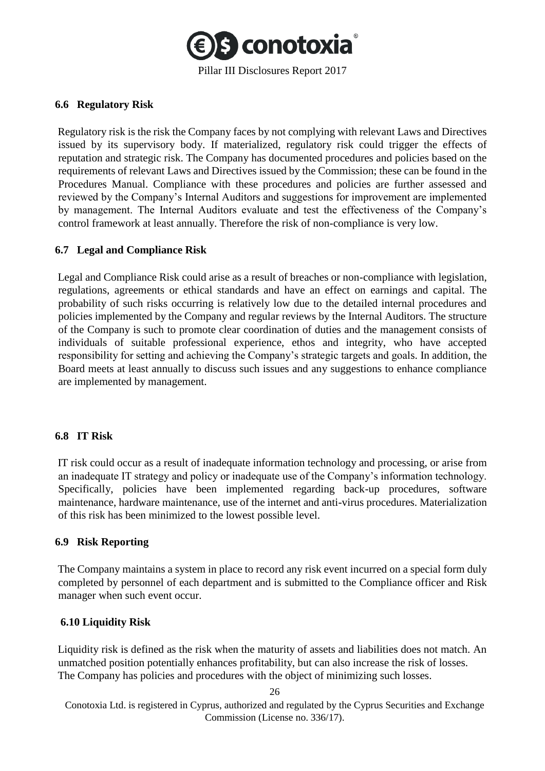### 6.6 Regulatory Risk

Regulatory risk is the risk the Company faces by not complying with relevant Laws and Directives issued by its supervisory body. If materialized, regulatory risk could trigger the effects of reputation and strategic risk. The Company has documented procedures and policies based on the requirements of relevant Laws and Directives issued by the Commission; these can be found in the Procedures Manual. Compliance with these procedures and policies are further assessed and reviewed by the Company's Internal Auditors and suggestions for improvement are implemented by management. The Internal Auditors evaluate and test the effectiveness of the Company's control framework at least annually. Therefore the risk of non-compliance is very low.

### 6.7 Legal and Compliance Risk

Legal and Compliance Risk could arise as a result of breaches or non-compliance with legislation, regulations, agreements or ethical standards and have an effect on earnings and capital. The probability of such risks occurring is relatively low due to the detailed internal procedures and policies implemented by the Company and regular reviews by the Internal Auditors. The structure of the Company is such to promote clear coordination of duties and the management consists of individuals of suitable professional experience, ethos and integrity, who have accepted responsibility for setting and achieving the Company's strategic targets and goals. In addition, the Board meets at least annually to discuss such issues and any suggestions to enhance compliance are implemented by management.

### 6.8 IT Risk

IT risk could occur as a result of inadequate information technology and processing, or arise from an inadequate IT strategy and policy or inadequate use of the Company's information technology. Specifically, policies have been implemented regarding back-up procedures, software maintenance, hardware maintenance, use of the internet and anti-virus procedures. Materialization of this risk has been minimized to the lowest possible level.

### 6.9 Risk Reporting

The Company maintains a system in place to record any risk event incurred on a special form duly completed by personnel of each department and is submitted to the Compliance officer and Risk manager when such event occur.

### 6.10 Liquidity Risk

Liquidity risk is defined as the risk when the maturity of assets and liabilities does not match. An unmatched position potentially enhances profitability, but can also increase the risk of losses. The Company has policies and procedures with the object of minimizing such losses.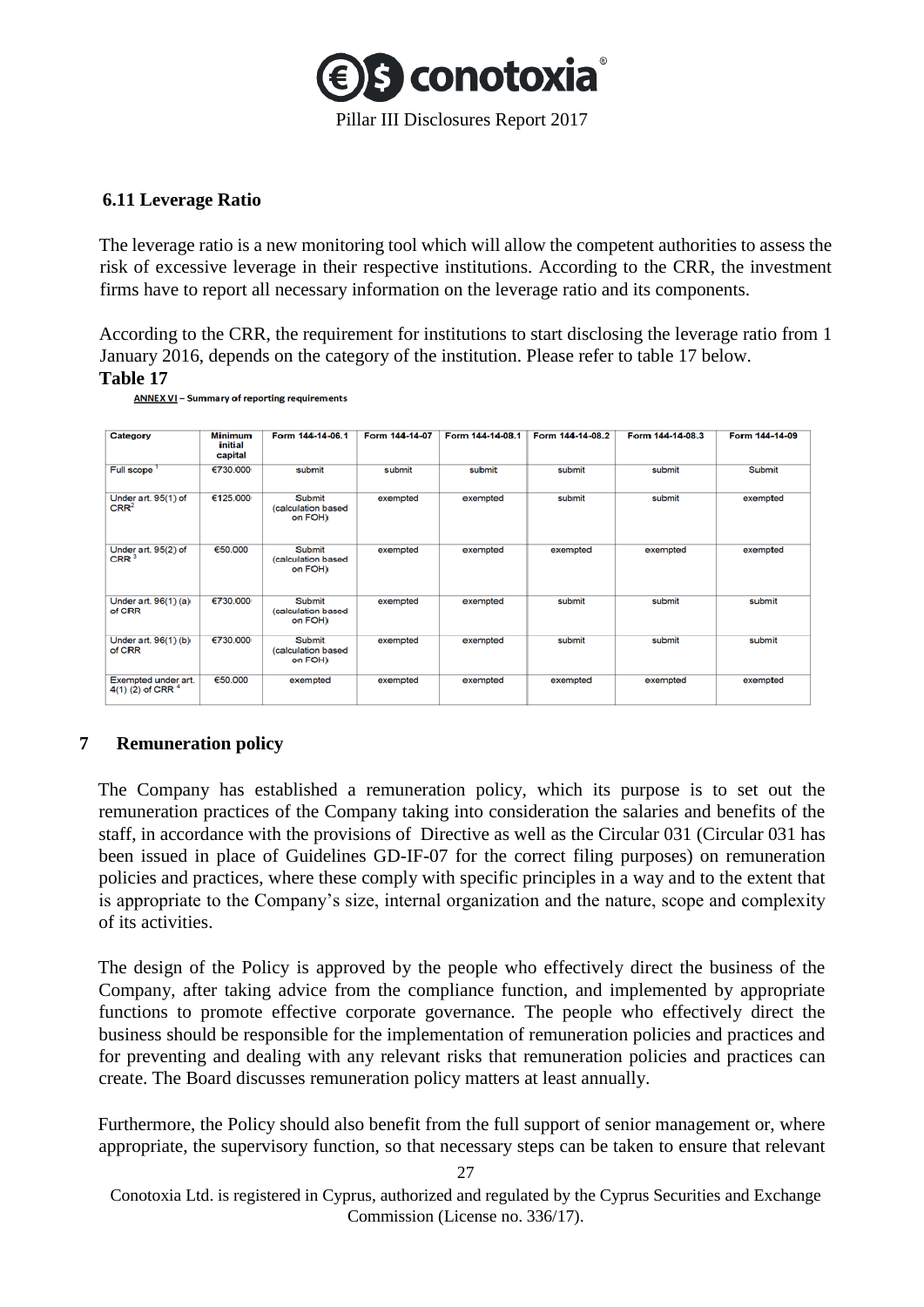### 6.11 Leverage Ratio

The leverage ratio is a new monitoring tool which will allow the competent authorities to assess the risk of excessive leverage in their respective institutions. According to the CRR, the investment firms have to report all necessary information on the leverage ratio and its components.

According to the CRR, the requirement for institutions to start disclosing the leverage ratio from 1 January 2016, depends on the category of the institution. Please refer to table 17 below.

**Table 17**

**ANNEX VI – Summary of reporting requirements**

| Category | Minimum initial capital | Form 144-14-06.1 | Form 144-14-07 | Form 144-14-08.1 | Form 144-14-08.2 | Form 144-14-08.3 | Form 144-14-09 |
|---|---|---|---|---|---|---|---|
| Full scope [1] | €730.000 | submit | submit | submit | submit | submit | Submit |
| Under art. 95(1) of CRR[2] | €125.000 | Submit (calculation based on FOH) | exempted | exempted | submit | submit | exempted |
| Under art. 95(2) of CRR [3] | €50.000 | Submit (calculation based on FOH) | exempted | exempted | exempted | exempted | exempted |
| Under art. 96(1) (a) of CRR | €730.000 | Submit (calculation based on FOH) | exempted | exempted | submit | submit | submit |
| Under art. 96(1) (b) of CRR | €730.000 | Submit (calculation based on FOH) | exempted | exempted | submit | submit | submit |
| Exempted under art. 4(1) (2) of CRR [4] | €50.000 | exempted | exempted | exempted | exempted | exempted | exempted |

## 7 Remuneration policy

The Company has established a remuneration policy, which its purpose is to set out the remuneration practices of the Company taking into consideration the salaries and benefits of the staff, in accordance with the provisions of Directive as well as the Circular 031 (Circular 031 has been issued in place of Guidelines GD-IF-07 for the correct filing purposes) on remuneration policies and practices, where these comply with specific principles in a way and to the extent that is appropriate to the Company's size, internal organization and the nature, scope and complexity of its activities.

The design of the Policy is approved by the people who effectively direct the business of the Company, after taking advice from the compliance function, and implemented by appropriate functions to promote effective corporate governance. The people who effectively direct the business should be responsible for the implementation of remuneration policies and practices and for preventing and dealing with any relevant risks that remuneration policies and practices can create. The Board discusses remuneration policy matters at least annually.

Furthermore, the Policy should also benefit from the full support of senior management or, where appropriate, the supervisory function, so that necessary steps can be taken to ensure that relevant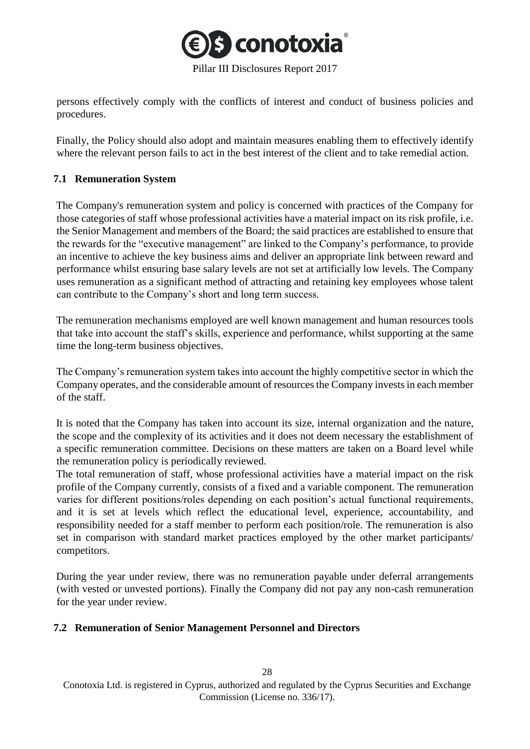persons effectively comply with the conflicts of interest and conduct of business policies and procedures.

Finally, the Policy should also adopt and maintain measures enabling them to effectively identify where the relevant person fails to act in the best interest of the client and to take remedial action.

## 7.1 Remuneration System

The Company's remuneration system and policy is concerned with practices of the Company for those categories of staff whose professional activities have a material impact on its risk profile, i.e. the Senior Management and members of the Board; the said practices are established to ensure that the rewards for the "executive management" are linked to the Company's performance, to provide an incentive to achieve the key business aims and deliver an appropriate link between reward and performance whilst ensuring base salary levels are not set at artificially low levels. The Company uses remuneration as a significant method of attracting and retaining key employees whose talent can contribute to the Company's short and long term success.

The remuneration mechanisms employed are well known management and human resources tools that take into account the staff's skills, experience and performance, whilst supporting at the same time the long-term business objectives.

The Company's remuneration system takes into account the highly competitive sector in which the Company operates, and the considerable amount of resources the Company invests in each member of the staff.

It is noted that the Company has taken into account its size, internal organization and the nature, the scope and the complexity of its activities and it does not deem necessary the establishment of a specific remuneration committee. Decisions on these matters are taken on a Board level while the remuneration policy is periodically reviewed.
The total remuneration of staff, whose professional activities have a material impact on the risk profile of the Company currently, consists of a fixed and a variable component. The remuneration varies for different positions/roles depending on each position's actual functional requirements, and it is set at levels which reflect the educational level, experience, accountability, and responsibility needed for a staff member to perform each position/role. The remuneration is also set in comparison with standard market practices employed by the other market participants/ competitors.

During the year under review, there was no remuneration payable under deferral arrangements (with vested or unvested portions). Finally the Company did not pay any non-cash remuneration for the year under review.

## 7.2 Remuneration of Senior Management Personnel and Directors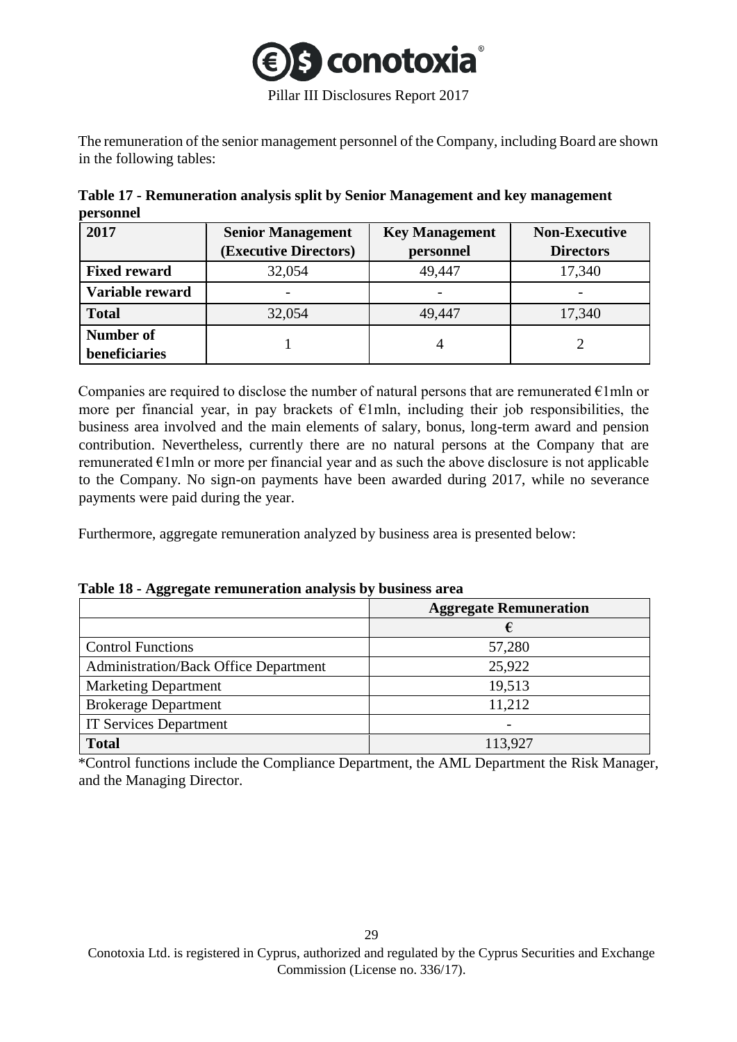The remuneration of the senior management personnel of the Company, including Board are shown in the following tables:

**Table 17 - Remuneration analysis split by Senior Management and key management personnel**

| 2017 | Senior Management (Executive Directors) | Key Management personnel | Non-Executive Directors |
|---|---|---|---|
| **Fixed reward** | 32,054 | 49,447 | 17,340 |
| **Variable reward** | - | - | - |
| **Total** | 32,054 | 49,447 | 17,340 |
| **Number of beneficiaries** | 1 | 4 | 2 |

Companies are required to disclose the number of natural persons that are remunerated €1mln or more per financial year, in pay brackets of €1mln, including their job responsibilities, the business area involved and the main elements of salary, bonus, long-term award and pension contribution. Nevertheless, currently there are no natural persons at the Company that are remunerated €1mln or more per financial year and as such the above disclosure is not applicable to the Company. No sign-on payments have been awarded during 2017, while no severance payments were paid during the year.

Furthermore, aggregate remuneration analyzed by business area is presented below:

**Table 18 - Aggregate remuneration analysis by business area**

| | Aggregate Remuneration |
|---|---|
| | € |
| Control Functions | 57,280 |
| Administration/Back Office Department | 25,922 |
| Marketing Department | 19,513 |
| Brokerage Department | 11,212 |
| IT Services Department | - |
| **Total** | 113,927 |

*Control functions include the Compliance Department, the AML Department the Risk Manager, and the Managing Director.

Conotoxia Ltd. is registered in Cyprus, authorized and regulated by the Cyprus Securities and Exchange Commission (License no. 336/17).